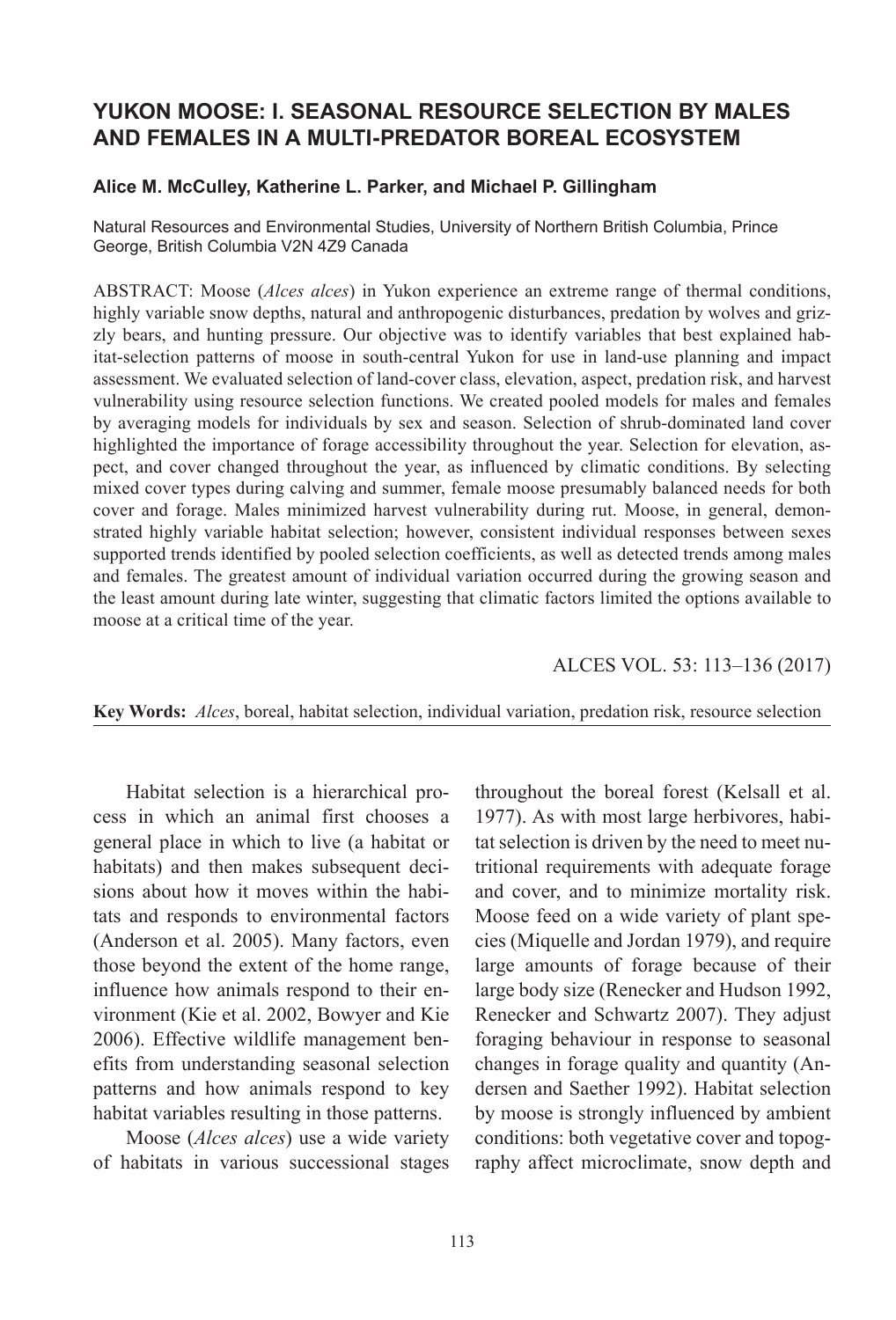# YUKON MOOSE: I. SEASONAL RESOURCE SELECTION BY MALES AND FEMALES IN A MULTI-PREDATOR BOREAL ECOSYSTEM

**Alice M. McCulley, Katherine L. Parker, and Michael P. Gillingham**

Natural Resources and Environmental Studies, University of Northern British Columbia, Prince George, British Columbia V2N 4Z9 Canada

ABSTRACT: Moose (*Alces alces*) in Yukon experience an extreme range of thermal conditions, highly variable snow depths, natural and anthropogenic disturbances, predation by wolves and grizzly bears, and hunting pressure. Our objective was to identify variables that best explained habitat-selection patterns of moose in south-central Yukon for use in land-use planning and impact assessment. We evaluated selection of land-cover class, elevation, aspect, predation risk, and harvest vulnerability using resource selection functions. We created pooled models for males and females by averaging models for individuals by sex and season. Selection of shrub-dominated land cover highlighted the importance of forage accessibility throughout the year. Selection for elevation, aspect, and cover changed throughout the year, as influenced by climatic conditions. By selecting mixed cover types during calving and summer, female moose presumably balanced needs for both cover and forage. Males minimized harvest vulnerability during rut. Moose, in general, demonstrated highly variable habitat selection; however, consistent individual responses between sexes supported trends identified by pooled selection coefficients, as well as detected trends among males and females. The greatest amount of individual variation occurred during the growing season and the least amount during late winter, suggesting that climatic factors limited the options available to moose at a critical time of the year.

ALCES VOL. 53: 113–136 (2017)

**Key Words:** *Alces*, boreal, habitat selection, individual variation, predation risk, resource selection

Habitat selection is a hierarchical process in which an animal first chooses a general place in which to live (a habitat or habitats) and then makes subsequent decisions about how it moves within the habitats and responds to environmental factors (Anderson et al. 2005). Many factors, even those beyond the extent of the home range, influence how animals respond to their environment (Kie et al. 2002, Bowyer and Kie 2006). Effective wildlife management benefits from understanding seasonal selection patterns and how animals respond to key habitat variables resulting in those patterns.

Moose (*Alces alces*) use a wide variety of habitats in various successional stages throughout the boreal forest (Kelsall et al. 1977). As with most large herbivores, habitat selection is driven by the need to meet nutritional requirements with adequate forage and cover, and to minimize mortality risk. Moose feed on a wide variety of plant species (Miquelle and Jordan 1979), and require large amounts of forage because of their large body size (Renecker and Hudson 1992, Renecker and Schwartz 2007). They adjust foraging behaviour in response to seasonal changes in forage quality and quantity (Andersen and Saether 1992). Habitat selection by moose is strongly influenced by ambient conditions: both vegetative cover and topography affect microclimate, snow depth and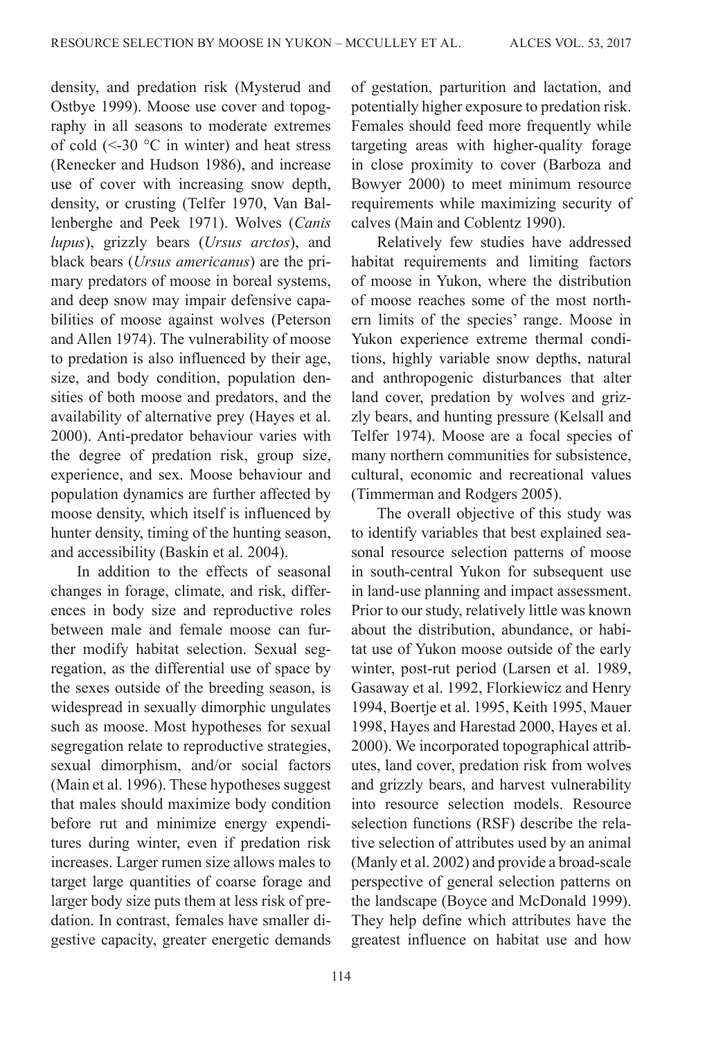density, and predation risk (Mysterud and Ostbye 1999). Moose use cover and topography in all seasons to moderate extremes of cold (<-30 °C in winter) and heat stress (Renecker and Hudson 1986), and increase use of cover with increasing snow depth, density, or crusting (Telfer 1970, Van Ballenberghe and Peek 1971). Wolves (*Canis lupus*), grizzly bears (*Ursus arctos*), and black bears (*Ursus americanus*) are the primary predators of moose in boreal systems, and deep snow may impair defensive capabilities of moose against wolves (Peterson and Allen 1974). The vulnerability of moose to predation is also influenced by their age, size, and body condition, population densities of both moose and predators, and the availability of alternative prey (Hayes et al. 2000). Anti-predator behaviour varies with the degree of predation risk, group size, experience, and sex. Moose behaviour and population dynamics are further affected by moose density, which itself is influenced by hunter density, timing of the hunting season, and accessibility (Baskin et al. 2004).

In addition to the effects of seasonal changes in forage, climate, and risk, differences in body size and reproductive roles between male and female moose can further modify habitat selection. Sexual segregation, as the differential use of space by the sexes outside of the breeding season, is widespread in sexually dimorphic ungulates such as moose. Most hypotheses for sexual segregation relate to reproductive strategies, sexual dimorphism, and/or social factors (Main et al. 1996). These hypotheses suggest that males should maximize body condition before rut and minimize energy expenditures during winter, even if predation risk increases. Larger rumen size allows males to target large quantities of coarse forage and larger body size puts them at less risk of predation. In contrast, females have smaller digestive capacity, greater energetic demands of gestation, parturition and lactation, and potentially higher exposure to predation risk. Females should feed more frequently while targeting areas with higher-quality forage in close proximity to cover (Barboza and Bowyer 2000) to meet minimum resource requirements while maximizing security of calves (Main and Coblentz 1990).

Relatively few studies have addressed habitat requirements and limiting factors of moose in Yukon, where the distribution of moose reaches some of the most northern limits of the species' range. Moose in Yukon experience extreme thermal conditions, highly variable snow depths, natural and anthropogenic disturbances that alter land cover, predation by wolves and grizzly bears, and hunting pressure (Kelsall and Telfer 1974). Moose are a focal species of many northern communities for subsistence, cultural, economic and recreational values (Timmerman and Rodgers 2005).

The overall objective of this study was to identify variables that best explained seasonal resource selection patterns of moose in south-central Yukon for subsequent use in land-use planning and impact assessment. Prior to our study, relatively little was known about the distribution, abundance, or habitat use of Yukon moose outside of the early winter, post-rut period (Larsen et al. 1989, Gasaway et al. 1992, Florkiewicz and Henry 1994, Boertje et al. 1995, Keith 1995, Mauer 1998, Hayes and Harestad 2000, Hayes et al. 2000). We incorporated topographical attributes, land cover, predation risk from wolves and grizzly bears, and harvest vulnerability into resource selection models. Resource selection functions (RSF) describe the relative selection of attributes used by an animal (Manly et al. 2002) and provide a broad-scale perspective of general selection patterns on the landscape (Boyce and McDonald 1999). They help define which attributes have the greatest influence on habitat use and how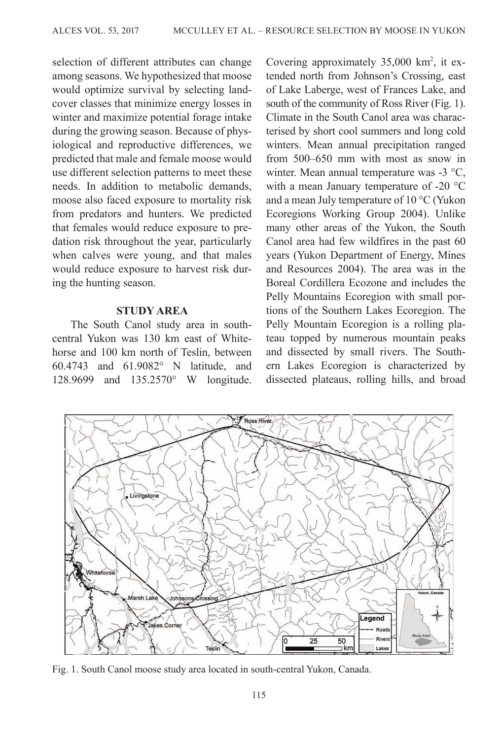selection of different attributes can change among seasons. We hypothesized that moose would optimize survival by selecting landcover classes that minimize energy losses in winter and maximize potential forage intake during the growing season. Because of physiological and reproductive differences, we predicted that male and female moose would use different selection patterns to meet these needs. In addition to metabolic demands, moose also faced exposure to mortality risk from predators and hunters. We predicted that females would reduce exposure to predation risk throughout the year, particularly when calves were young, and that males would reduce exposure to harvest risk during the hunting season.

## STUDY AREA

The South Canol study area in south-central Yukon was 130 km east of Whitehorse and 100 km north of Teslin, between 60.4743 and 61.9082° N latitude, and 128.9699 and 135.2570° W longitude. Covering approximately 35,000 km$^2$, it extended north from Johnson's Crossing, east of Lake Laberge, west of Frances Lake, and south of the community of Ross River (Fig. 1). Climate in the South Canol area was characterised by short cool summers and long cold winters. Mean annual precipitation ranged from 500–650 mm with most as snow in winter. Mean annual temperature was -3 °C, with a mean January temperature of -20 °C and a mean July temperature of 10 °C (Yukon Ecoregions Working Group 2004). Unlike many other areas of the Yukon, the South Canol area had few wildfires in the past 60 years (Yukon Department of Energy, Mines and Resources 2004). The area was in the Boreal Cordillera Ecozone and includes the Pelly Mountains Ecoregion with small portions of the Southern Lakes Ecoregion. The Pelly Mountain Ecoregion is a rolling plateau topped by numerous mountain peaks and dissected by small rivers. The Southern Lakes Ecoregion is characterized by dissected plateaus, rolling hills, and broad

Fig. 1. South Canol moose study area located in south-central Yukon, Canada.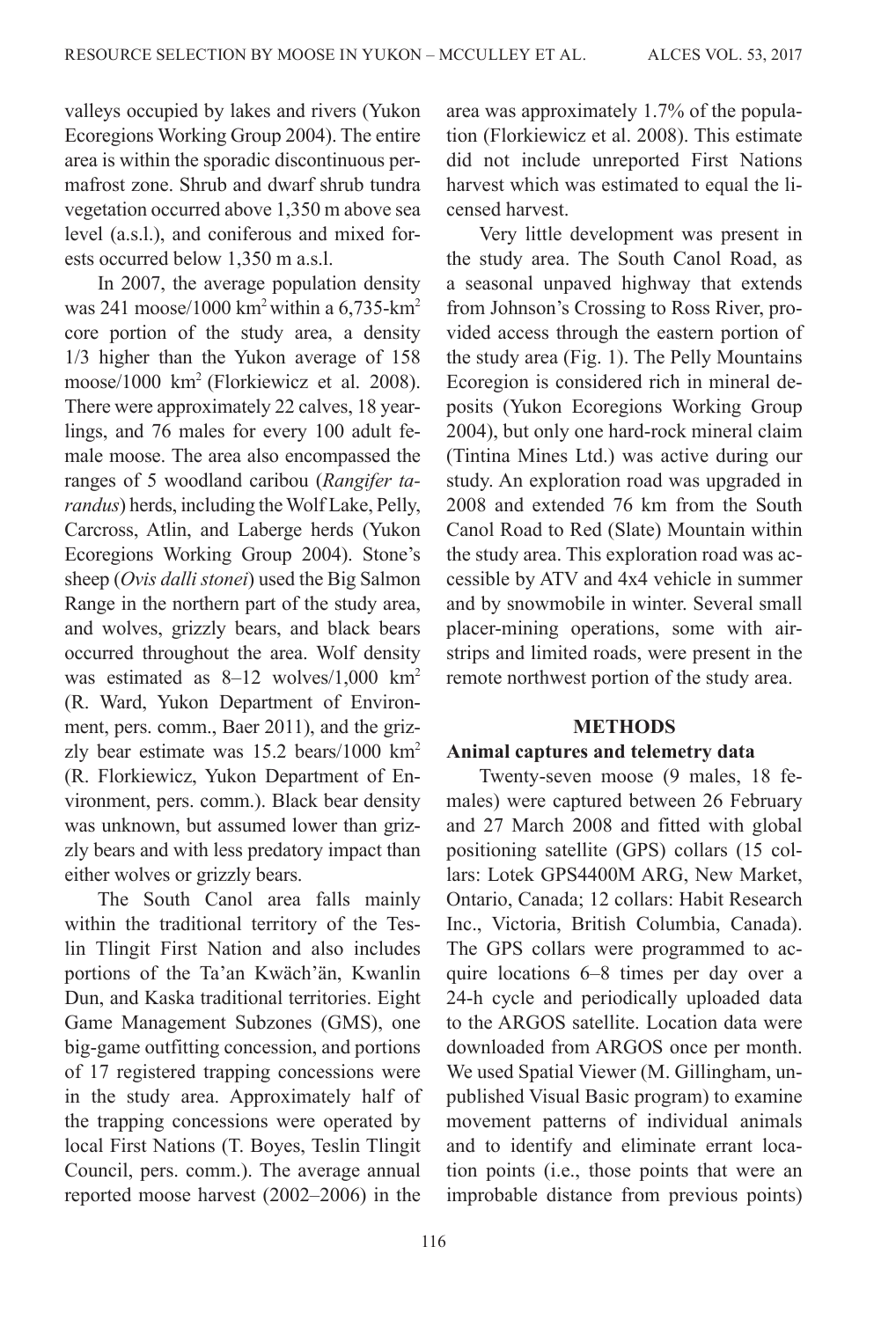valleys occupied by lakes and rivers (Yukon Ecoregions Working Group 2004). The entire area is within the sporadic discontinuous permafrost zone. Shrub and dwarf shrub tundra vegetation occurred above 1,350 m above sea level (a.s.l.), and coniferous and mixed forests occurred below 1,350 m a.s.l.

In 2007, the average population density was 241 moose/1000 km$^2$ within a 6,735-km$^2$ core portion of the study area, a density 1/3 higher than the Yukon average of 158 moose/1000 km$^2$ (Florkiewicz et al. 2008). There were approximately 22 calves, 18 yearlings, and 76 males for every 100 adult female moose. The area also encompassed the ranges of 5 woodland caribou (*Rangifer tarandus*) herds, including the Wolf Lake, Pelly, Carcross, Atlin, and Laberge herds (Yukon Ecoregions Working Group 2004). Stone's sheep (*Ovis dalli stonei*) used the Big Salmon Range in the northern part of the study area, and wolves, grizzly bears, and black bears occurred throughout the area. Wolf density was estimated as 8–12 wolves/1,000 km$^2$ (R. Ward, Yukon Department of Environment, pers. comm., Baer 2011), and the grizzly bear estimate was 15.2 bears/1000 km$^2$ (R. Florkiewicz, Yukon Department of Environment, pers. comm.). Black bear density was unknown, but assumed lower than grizzly bears and with less predatory impact than either wolves or grizzly bears.

The South Canol area falls mainly within the traditional territory of the Teslin Tlingit First Nation and also includes portions of the Ta'an Kwäch'än, Kwanlin Dun, and Kaska traditional territories. Eight Game Management Subzones (GMS), one big-game outfitting concession, and portions of 17 registered trapping concessions were in the study area. Approximately half of the trapping concessions were operated by local First Nations (T. Boyes, Teslin Tlingit Council, pers. comm.). The average annual reported moose harvest (2002–2006) in the area was approximately 1.7% of the population (Florkiewicz et al. 2008). This estimate did not include unreported First Nations harvest which was estimated to equal the licensed harvest.

Very little development was present in the study area. The South Canol Road, as a seasonal unpaved highway that extends from Johnson's Crossing to Ross River, provided access through the eastern portion of the study area (Fig. 1). The Pelly Mountains Ecoregion is considered rich in mineral deposits (Yukon Ecoregions Working Group 2004), but only one hard-rock mineral claim (Tintina Mines Ltd.) was active during our study. An exploration road was upgraded in 2008 and extended 76 km from the South Canol Road to Red (Slate) Mountain within the study area. This exploration road was accessible by ATV and 4x4 vehicle in summer and by snowmobile in winter. Several small placer-mining operations, some with airstrips and limited roads, were present in the remote northwest portion of the study area.

## METHODS

### Animal captures and telemetry data

Twenty-seven moose (9 males, 18 females) were captured between 26 February and 27 March 2008 and fitted with global positioning satellite (GPS) collars (15 collars: Lotek GPS4400M ARG, New Market, Ontario, Canada; 12 collars: Habit Research Inc., Victoria, British Columbia, Canada). The GPS collars were programmed to acquire locations 6–8 times per day over a 24-h cycle and periodically uploaded data to the ARGOS satellite. Location data were downloaded from ARGOS once per month. We used Spatial Viewer (M. Gillingham, unpublished Visual Basic program) to examine movement patterns of individual animals and to identify and eliminate errant location points (i.e., those points that were an improbable distance from previous points)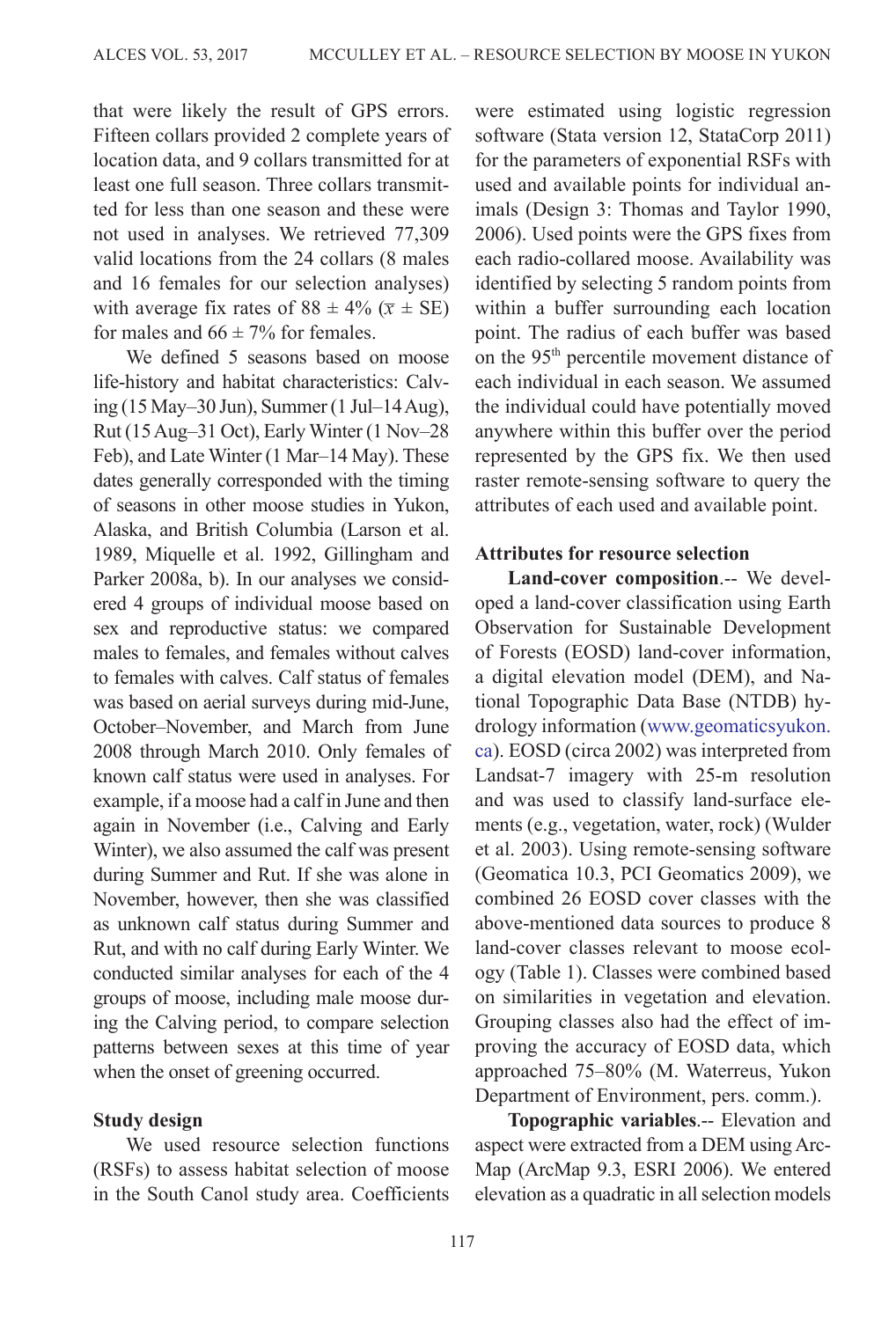that were likely the result of GPS errors. Fifteen collars provided 2 complete years of location data, and 9 collars transmitted for at least one full season. Three collars transmitted for less than one season and these were not used in analyses. We retrieved 77,309 valid locations from the 24 collars (8 males and 16 females for our selection analyses) with average fix rates of 88 ± 4% ($\bar{x}$ ± SE) for males and 66 ± 7% for females.

We defined 5 seasons based on moose life-history and habitat characteristics: Calving (15 May–30 Jun), Summer (1 Jul–14 Aug), Rut (15 Aug–31 Oct), Early Winter (1 Nov–28 Feb), and Late Winter (1 Mar–14 May). These dates generally corresponded with the timing of seasons in other moose studies in Yukon, Alaska, and British Columbia (Larson et al. 1989, Miquelle et al. 1992, Gillingham and Parker 2008a, b). In our analyses we considered 4 groups of individual moose based on sex and reproductive status: we compared males to females, and females without calves to females with calves. Calf status of females was based on aerial surveys during mid-June, October–November, and March from June 2008 through March 2010. Only females of known calf status were used in analyses. For example, if a moose had a calf in June and then again in November (i.e., Calving and Early Winter), we also assumed the calf was present during Summer and Rut. If she was alone in November, however, then she was classified as unknown calf status during Summer and Rut, and with no calf during Early Winter. We conducted similar analyses for each of the 4 groups of moose, including male moose during the Calving period, to compare selection patterns between sexes at this time of year when the onset of greening occurred.

### Study design

We used resource selection functions (RSFs) to assess habitat selection of moose in the South Canol study area. Coefficients were estimated using logistic regression software (Stata version 12, StataCorp 2011) for the parameters of exponential RSFs with used and available points for individual animals (Design 3: Thomas and Taylor 1990, 2006). Used points were the GPS fixes from each radio-collared moose. Availability was identified by selecting 5 random points from within a buffer surrounding each location point. The radius of each buffer was based on the 95th percentile movement distance of each individual in each season. We assumed the individual could have potentially moved anywhere within this buffer over the period represented by the GPS fix. We then used raster remote-sensing software to query the attributes of each used and available point.

### Attributes for resource selection

**Land-cover composition**.-- We developed a land-cover classification using Earth Observation for Sustainable Development of Forests (EOSD) land-cover information, a digital elevation model (DEM), and National Topographic Data Base (NTDB) hydrology information (www.geomaticsyukon.ca). EOSD (circa 2002) was interpreted from Landsat-7 imagery with 25-m resolution and was used to classify land-surface elements (e.g., vegetation, water, rock) (Wulder et al. 2003). Using remote-sensing software (Geomatica 10.3, PCI Geomatics 2009), we combined 26 EOSD cover classes with the above-mentioned data sources to produce 8 land-cover classes relevant to moose ecology (Table 1). Classes were combined based on similarities in vegetation and elevation. Grouping classes also had the effect of improving the accuracy of EOSD data, which approached 75–80% (M. Waterreus, Yukon Department of Environment, pers. comm.).

**Topographic variables**.-- Elevation and aspect were extracted from a DEM using ArcMap (ArcMap 9.3, ESRI 2006). We entered elevation as a quadratic in all selection models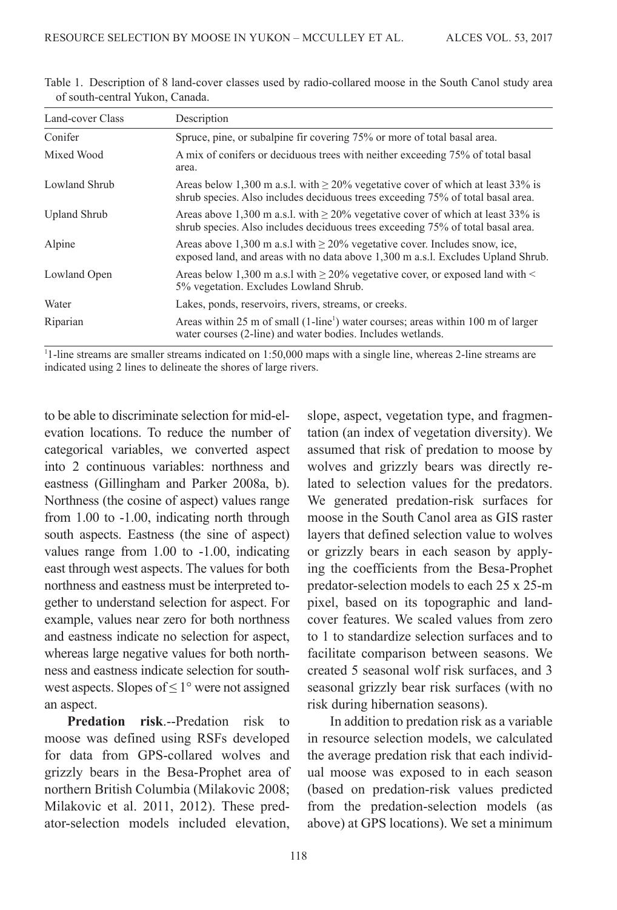Table 1. Description of 8 land-cover classes used by radio-collared moose in the South Canol study area of south-central Yukon, Canada.

| Land-cover Class | Description |
| --- | --- |
| Conifer | Spruce, pine, or subalpine fir covering 75% or more of total basal area. |
| Mixed Wood | A mix of conifers or deciduous trees with neither exceeding 75% of total basal area. |
| Lowland Shrub | Areas below 1,300 m a.s.l. with ≥ 20% vegetative cover of which at least 33% is shrub species. Also includes deciduous trees exceeding 75% of total basal area. |
| Upland Shrub | Areas above 1,300 m a.s.l. with ≥ 20% vegetative cover of which at least 33% is shrub species. Also includes deciduous trees exceeding 75% of total basal area. |
| Alpine | Areas above 1,300 m a.s.l with ≥ 20% vegetative cover. Includes snow, ice, exposed land, and areas with no data above 1,300 m a.s.l. Excludes Upland Shrub. |
| Lowland Open | Areas below 1,300 m a.s.l with ≥ 20% vegetative cover, or exposed land with < 5% vegetation. Excludes Lowland Shrub. |
| Water | Lakes, ponds, reservoirs, rivers, streams, or creeks. |
| Riparian | Areas within 25 m of small (1-line[1]) water courses; areas within 100 m of larger water courses (2-line) and water bodies. Includes wetlands. |

[1]1-line streams are smaller streams indicated on 1:50,000 maps with a single line, whereas 2-line streams are indicated using 2 lines to delineate the shores of large rivers.

to be able to discriminate selection for mid-elevation locations. To reduce the number of categorical variables, we converted aspect into 2 continuous variables: northness and eastness (Gillingham and Parker 2008a, b). Northness (the cosine of aspect) values range from 1.00 to -1.00, indicating north through south aspects. Eastness (the sine of aspect) values range from 1.00 to -1.00, indicating east through west aspects. The values for both northness and eastness must be interpreted together to understand selection for aspect. For example, values near zero for both northness and eastness indicate no selection for aspect, whereas large negative values for both northness and eastness indicate selection for southwest aspects. Slopes of ≤ 1° were not assigned an aspect.

**Predation risk**.--Predation risk to moose was defined using RSFs developed for data from GPS-collared wolves and grizzly bears in the Besa-Prophet area of northern British Columbia (Milakovic 2008; Milakovic et al. 2011, 2012). These predator-selection models included elevation, slope, aspect, vegetation type, and fragmentation (an index of vegetation diversity). We assumed that risk of predation to moose by wolves and grizzly bears was directly related to selection values for the predators. We generated predation-risk surfaces for moose in the South Canol area as GIS raster layers that defined selection value to wolves or grizzly bears in each season by applying the coefficients from the Besa-Prophet predator-selection models to each 25 x 25-m pixel, based on its topographic and land-cover features. We scaled values from zero to 1 to standardize selection surfaces and to facilitate comparison between seasons. We created 5 seasonal wolf risk surfaces, and 3 seasonal grizzly bear risk surfaces (with no risk during hibernation seasons).

In addition to predation risk as a variable in resource selection models, we calculated the average predation risk that each individual moose was exposed to in each season (based on predation-risk values predicted from the predation-selection models (as above) at GPS locations). We set a minimum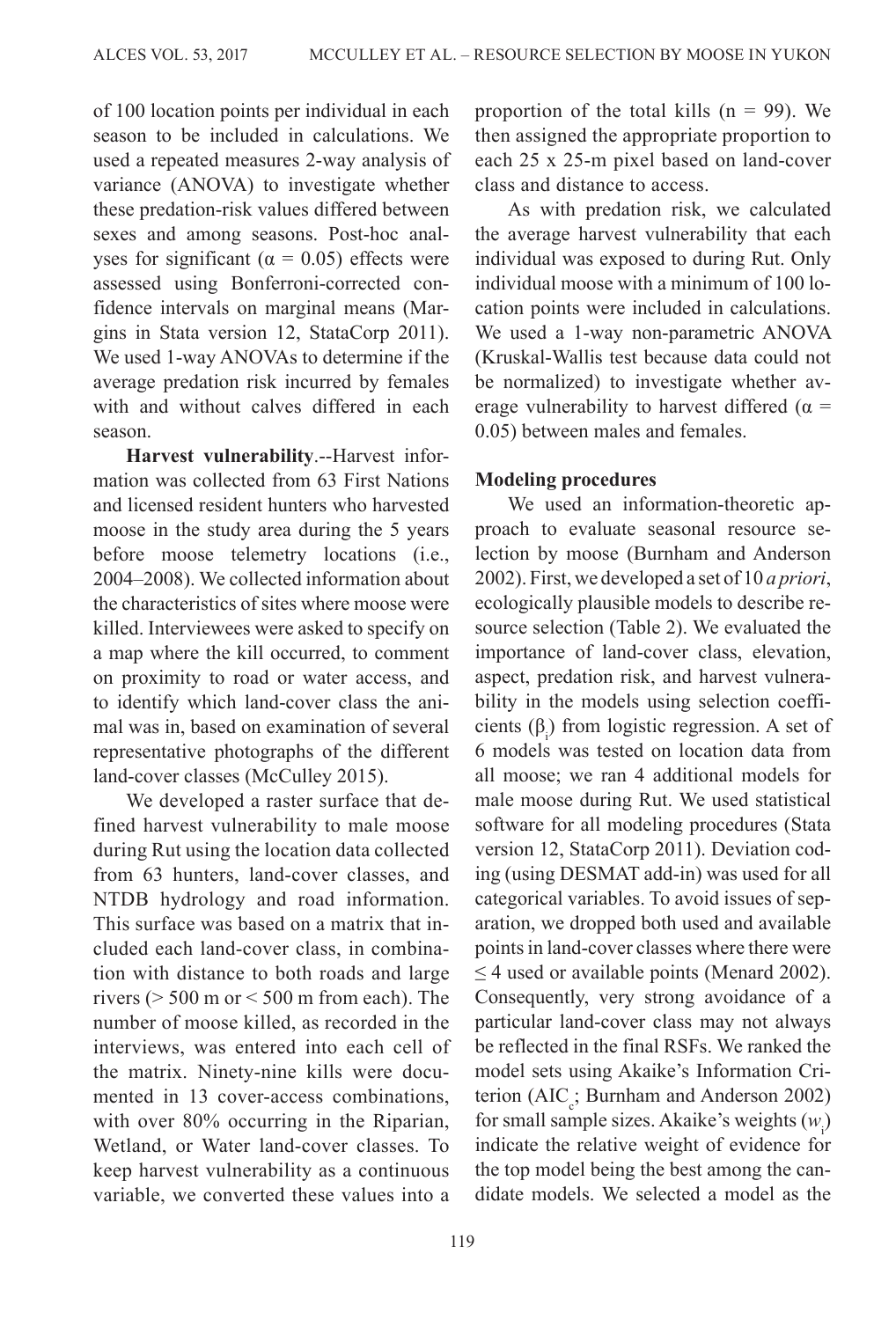of 100 location points per individual in each season to be included in calculations. We used a repeated measures 2-way analysis of variance (ANOVA) to investigate whether these predation-risk values differed between sexes and among seasons. Post-hoc analyses for significant ($\alpha = 0.05$) effects were assessed using Bonferroni-corrected confidence intervals on marginal means (Margins in Stata version 12, StataCorp 2011). We used 1-way ANOVAs to determine if the average predation risk incurred by females with and without calves differed in each season.

**Harvest vulnerability**.--Harvest information was collected from 63 First Nations and licensed resident hunters who harvested moose in the study area during the 5 years before moose telemetry locations (i.e., 2004–2008). We collected information about the characteristics of sites where moose were killed. Interviewees were asked to specify on a map where the kill occurred, to comment on proximity to road or water access, and to identify which land-cover class the animal was in, based on examination of several representative photographs of the different land-cover classes (McCulley 2015).

We developed a raster surface that defined harvest vulnerability to male moose during Rut using the location data collected from 63 hunters, land-cover classes, and NTDB hydrology and road information. This surface was based on a matrix that included each land-cover class, in combination with distance to both roads and large rivers (> 500 m or < 500 m from each). The number of moose killed, as recorded in the interviews, was entered into each cell of the matrix. Ninety-nine kills were documented in 13 cover-access combinations, with over 80% occurring in the Riparian, Wetland, or Water land-cover classes. To keep harvest vulnerability as a continuous variable, we converted these values into a proportion of the total kills (n = 99). We then assigned the appropriate proportion to each 25 x 25-m pixel based on land-cover class and distance to access.

As with predation risk, we calculated the average harvest vulnerability that each individual was exposed to during Rut. Only individual moose with a minimum of 100 location points were included in calculations. We used a 1-way non-parametric ANOVA (Kruskal-Wallis test because data could not be normalized) to investigate whether average vulnerability to harvest differed ($\alpha = 0.05$) between males and females.

**Modeling procedures**

We used an information-theoretic approach to evaluate seasonal resource selection by moose (Burnham and Anderson 2002). First, we developed a set of 10 *a priori*, ecologically plausible models to describe resource selection (Table 2). We evaluated the importance of land-cover class, elevation, aspect, predation risk, and harvest vulnerability in the models using selection coefficients ($\beta_i$) from logistic regression. A set of 6 models was tested on location data from all moose; we ran 4 additional models for male moose during Rut. We used statistical software for all modeling procedures (Stata version 12, StataCorp 2011). Deviation coding (using DESMAT add-in) was used for all categorical variables. To avoid issues of separation, we dropped both used and available points in land-cover classes where there were ≤ 4 used or available points (Menard 2002). Consequently, very strong avoidance of a particular land-cover class may not always be reflected in the final RSFs. We ranked the model sets using Akaike's Information Criterion ($AIC_c$; Burnham and Anderson 2002) for small sample sizes. Akaike's weights ($w_i$) indicate the relative weight of evidence for the top model being the best among the candidate models. We selected a model as the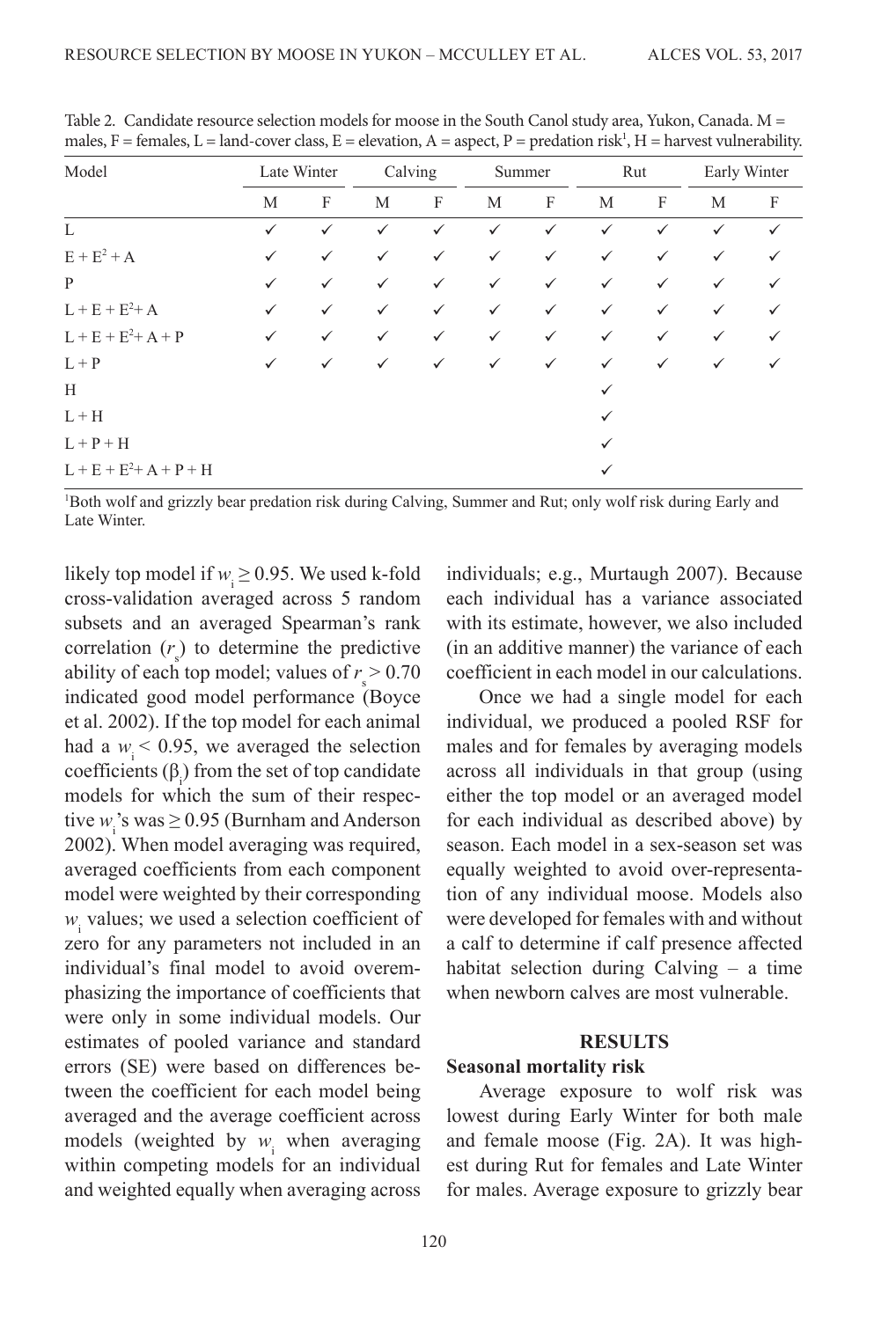Table 2. Candidate resource selection models for moose in the South Canol study area, Yukon, Canada. M = males, F = females, L = land-cover class, E = elevation, A = aspect, P = predation risk[1], H = harvest vulnerability.

| Model | Late Winter | | Calving | | Summer | | Rut | | Early Winter | |
|---|---|---|---|---|---|---|---|---|---|---|
| | M | F | M | F | M | F | M | F | M | F |
| L | ✓ | ✓ | ✓ | ✓ | ✓ | ✓ | ✓ | ✓ | ✓ | ✓ |
| $E + E^2 + A$ | ✓ | ✓ | ✓ | ✓ | ✓ | ✓ | ✓ | ✓ | ✓ | ✓ |
| P | ✓ | ✓ | ✓ | ✓ | ✓ | ✓ | ✓ | ✓ | ✓ | ✓ |
| $L + E + E^2 + A$ | ✓ | ✓ | ✓ | ✓ | ✓ | ✓ | ✓ | ✓ | ✓ | ✓ |
| $L + E + E^2 + A + P$ | ✓ | ✓ | ✓ | ✓ | ✓ | ✓ | ✓ | ✓ | ✓ | ✓ |
| L + P | ✓ | ✓ | ✓ | ✓ | ✓ | ✓ | ✓ | ✓ | ✓ | ✓ |
| H | | | | | | | ✓ | | | |
| L + H | | | | | | | ✓ | | | |
| L + P + H | | | | | | | ✓ | | | |
| $L + E + E^2 + A + P + H$ | | | | | | | ✓ | | | |

[1]Both wolf and grizzly bear predation risk during Calving, Summer and Rut; only wolf risk during Early and Late Winter.

likely top model if $w_i \geq 0.95$. We used k-fold cross-validation averaged across 5 random subsets and an averaged Spearman's rank correlation ($r_s$) to determine the predictive ability of each top model; values of $r_s > 0.70$ indicated good model performance (Boyce et al. 2002). If the top model for each animal had a $w_i < 0.95$, we averaged the selection coefficients ($\beta_i$) from the set of top candidate models for which the sum of their respective $w_i$'s was $\geq 0.95$ (Burnham and Anderson 2002). When model averaging was required, averaged coefficients from each component model were weighted by their corresponding $w_i$ values; we used a selection coefficient of zero for any parameters not included in an individual's final model to avoid overemphasizing the importance of coefficients that were only in some individual models. Our estimates of pooled variance and standard errors (SE) were based on differences between the coefficient for each model being averaged and the average coefficient across models (weighted by $w_i$ when averaging within competing models for an individual and weighted equally when averaging across individuals; e.g., Murtaugh 2007). Because each individual has a variance associated with its estimate, however, we also included (in an additive manner) the variance of each coefficient in each model in our calculations.

Once we had a single model for each individual, we produced a pooled RSF for males and for females by averaging models across all individuals in that group (using either the top model or an averaged model for each individual as described above) by season. Each model in a sex-season set was equally weighted to avoid over-representation of any individual moose. Models also were developed for females with and without a calf to determine if calf presence affected habitat selection during Calving – a time when newborn calves are most vulnerable.

## RESULTS

### Seasonal mortality risk

Average exposure to wolf risk was lowest during Early Winter for both male and female moose (Fig. 2A). It was highest during Rut for females and Late Winter for males. Average exposure to grizzly bear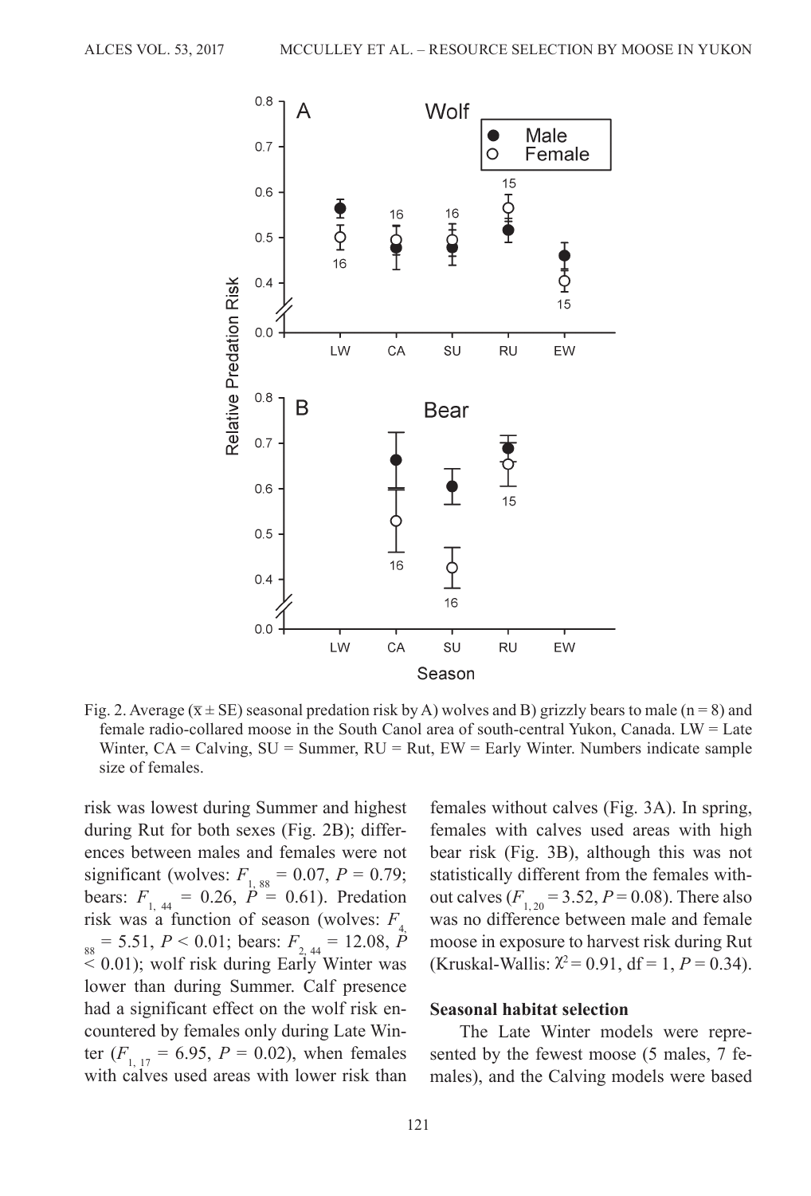Fig. 2. Average ($\bar{x} \pm$ SE) seasonal predation risk by A) wolves and B) grizzly bears to male (n = 8) and female radio-collared moose in the South Canol area of south-central Yukon, Canada. LW = Late Winter, CA = Calving, SU = Summer, RU = Rut, EW = Early Winter. Numbers indicate sample size of females.

risk was lowest during Summer and highest during Rut for both sexes (Fig. 2B); differences between males and females were not significant (wolves: $F_{1, 88} = 0.07$, $P = 0.79$; bears: $F_{1, 44} = 0.26$, $P = 0.61$). Predation risk was a function of season (wolves: $F_{4, 88} = 5.51$, $P < 0.01$; bears: $F_{2, 44} = 12.08$, $P < 0.01$); wolf risk during Early Winter was lower than during Summer. Calf presence had a significant effect on the wolf risk encountered by females only during Late Winter ($F_{1, 17} = 6.95$, $P = 0.02$), when females with calves used areas with lower risk than females without calves (Fig. 3A). In spring, females with calves used areas with high bear risk (Fig. 3B), although this was not statistically different from the females without calves ($F_{1, 20} = 3.52$, $P = 0.08$). There also was no difference between male and female moose in exposure to harvest risk during Rut (Kruskal-Wallis: $\chi^2 = 0.91$, df = 1, $P = 0.34$).

### Seasonal habitat selection

The Late Winter models were represented by the fewest moose (5 males, 7 females), and the Calving models were based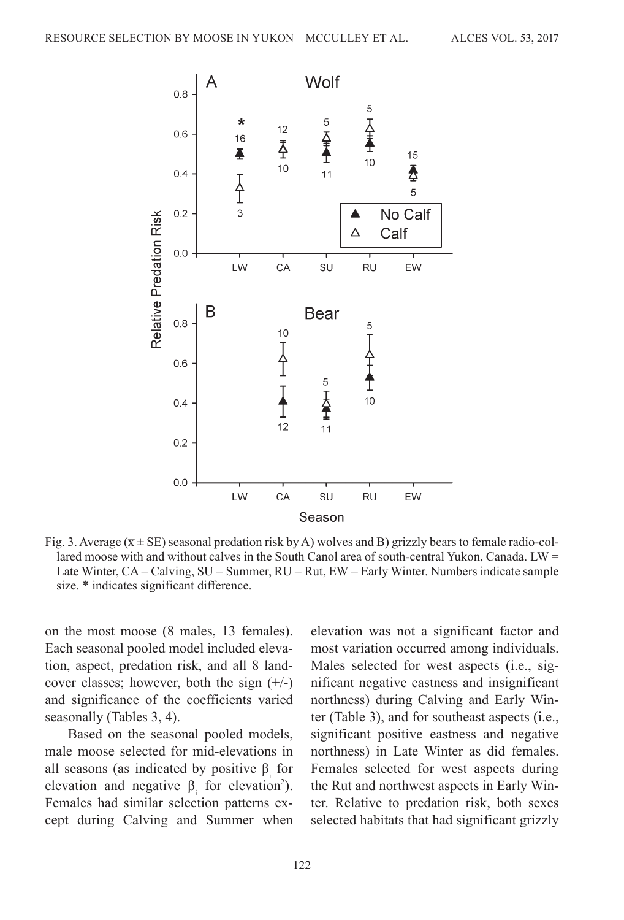Fig. 3. Average ($\bar{x} \pm$ SE) seasonal predation risk by A) wolves and B) grizzly bears to female radio-collared moose with and without calves in the South Canol area of south-central Yukon, Canada. LW = Late Winter, CA = Calving, SU = Summer, RU = Rut, EW = Early Winter. Numbers indicate sample size. * indicates significant difference.

on the most moose (8 males, 13 females). Each seasonal pooled model included elevation, aspect, predation risk, and all 8 land-cover classes; however, both the sign (+/-) and significance of the coefficients varied seasonally (Tables 3, 4).

Based on the seasonal pooled models, male moose selected for mid-elevations in all seasons (as indicated by positive $\beta_i$ for elevation and negative $\beta_i$ for elevation$^2$). Females had similar selection patterns except during Calving and Summer when elevation was not a significant factor and most variation occurred among individuals. Males selected for west aspects (i.e., significant negative eastness and insignificant northness) during Calving and Early Winter (Table 3), and for southeast aspects (i.e., significant positive eastness and negative northness) in Late Winter as did females. Females selected for west aspects during the Rut and northwest aspects in Early Winter. Relative to predation risk, both sexes selected habitats that had significant grizzly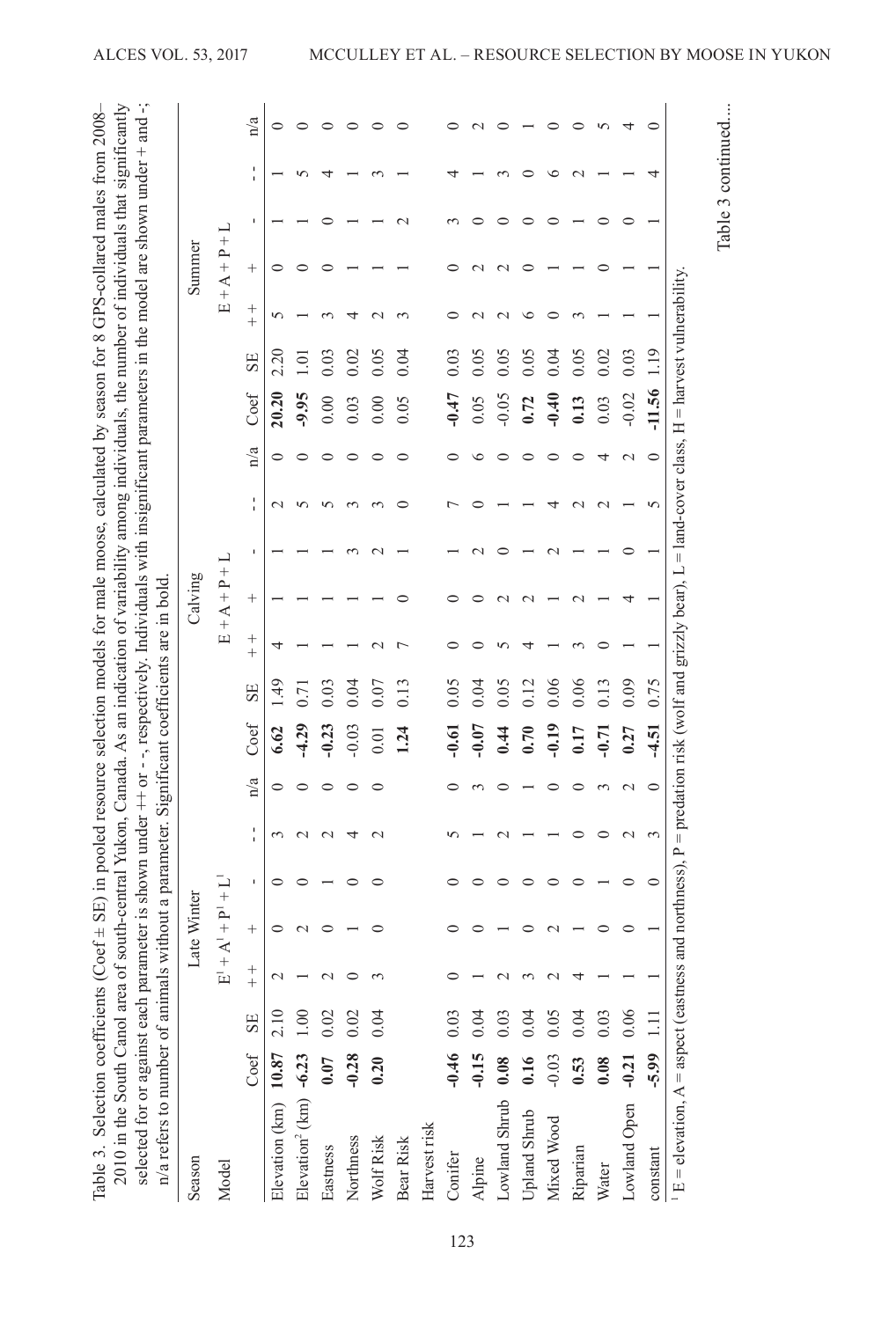Table 3. Selection coefficients (Coef ± SE) in pooled resource selection models for male moose, calculated by season for 8 GPS-collared males from 2008–2010 in the South Canol area of south-central Yukon, Canada. As an indication of variability among individuals, the number of individuals that significantly selected for or against each parameter is shown under ++ or - -, respectively. Individuals with insignificant parameters in the model are shown under + and -; n/a refers to number of animals without a parameter. Significant coefficients are in bold.

| Season | Late Winter | | | | | | | Calving | | | | | | | Summer | | | | | | |
|---|---|---|---|---|---|---|---|---|---|---|---|---|---|---|---|---|---|---|---|---|---|
| Model | E[1] + A[1] + P[1] + L[1] | | | | | | | E + A + P + L | | | | | | | E + A + P + L | | | | | | |
| | Coef | SE | ++ | + | - | - - | n/a | Coef | SE | ++ | + | - | - - | n/a | Coef | SE | ++ | + | - | - - | n/a |
| Elevation (km) | **10.87** | 2.10 | 2 | 0 | 0 | 3 | 0 | **6.62** | 1.49 | 4 | 1 | 1 | 2 | 0 | **20.20** | 2.20 | 5 | 0 | 1 | 1 | 0 |
| Elevation$^2$ (km) | **-6.23** | 1.00 | 1 | 2 | 0 | 2 | 0 | **-4.29** | 0.71 | 1 | 1 | 1 | 5 | 0 | **-9.95** | 1.01 | 1 | 0 | 1 | 5 | 0 |
| Eastness | **0.07** | 0.02 | 2 | 0 | 1 | 2 | 0 | **-0.23** | 0.03 | 1 | 1 | 1 | 5 | 0 | 0.00 | 0.03 | 3 | 0 | 0 | 4 | 0 |
| Northness | **-0.28** | 0.02 | 0 | 1 | 0 | 4 | 0 | -0.03 | 0.04 | 1 | 1 | 3 | 3 | 0 | 0.03 | 0.02 | 4 | 1 | 1 | 1 | 0 |
| Wolf Risk | **0.20** | 0.04 | 3 | 0 | 0 | 2 | 0 | 0.01 | 0.07 | 2 | 1 | 2 | 3 | 0 | 0.00 | 0.05 | 2 | 1 | 1 | 3 | 0 |
| Bear Risk | | | | | | | | **1.24** | 0.13 | 7 | 0 | 1 | 0 | 0 | 0.05 | 0.04 | 3 | 1 | 2 | 1 | 0 |
| Harvest risk | | | | | | | | | | | | | | | | | | | | | |
| Conifer | **-0.46** | 0.03 | 0 | 0 | 0 | 5 | 0 | **-0.61** | 0.05 | 0 | 0 | 1 | 7 | 0 | **-0.47** | 0.03 | 0 | 0 | 3 | 4 | 0 |
| Alpine | **-0.15** | 0.04 | 1 | 0 | 0 | 1 | 3 | **-0.07** | 0.04 | 0 | 0 | 2 | 0 | 6 | 0.05 | 0.05 | 2 | 2 | 0 | 1 | 2 |
| Lowland Shrub | **0.08** | 0.03 | 2 | 1 | 0 | 2 | 0 | **0.44** | 0.05 | 5 | 2 | 0 | 1 | 0 | -0.05 | 0.05 | 2 | 2 | 0 | 3 | 0 |
| Upland Shrub | **0.16** | 0.04 | 3 | 0 | 0 | 1 | 1 | **0.70** | 0.12 | 4 | 2 | 1 | 1 | 0 | **0.72** | 0.05 | 6 | 0 | 0 | 0 | 1 |
| Mixed Wood | -0.03 | 0.05 | 2 | 2 | 0 | 1 | 0 | **-0.19** | 0.06 | 1 | 1 | 2 | 4 | 0 | **-0.40** | 0.04 | 0 | 1 | 0 | 6 | 0 |
| Riparian | **0.53** | 0.04 | 4 | 1 | 0 | 0 | 0 | **0.17** | 0.06 | 3 | 2 | 1 | 2 | 0 | **0.13** | 0.05 | 3 | 1 | 1 | 2 | 0 |
| Water | **0.08** | 0.03 | 1 | 0 | 1 | 0 | 3 | **-0.71** | 0.13 | 0 | 1 | 1 | 2 | 4 | 0.03 | 0.02 | 1 | 0 | 0 | 1 | 5 |
| Lowland Open | **-0.21** | 0.06 | 1 | 0 | 0 | 2 | 2 | **0.27** | 0.09 | 1 | 4 | 0 | 1 | 2 | -0.02 | 0.03 | 1 | 1 | 0 | 1 | 4 |
| constant | **-5.99** | 1.11 | 1 | 1 | 0 | 3 | 0 | **-4.51** | 0.75 | 1 | 1 | 1 | 5 | 0 | **-11.56** | 1.19 | 1 | 1 | 1 | 4 | 0 |

[1] E = elevation, A = aspect (eastness and northness), P = predation risk (wolf and grizzly bear), L = land-cover class, H = harvest vulnerability.

Table 3 continued....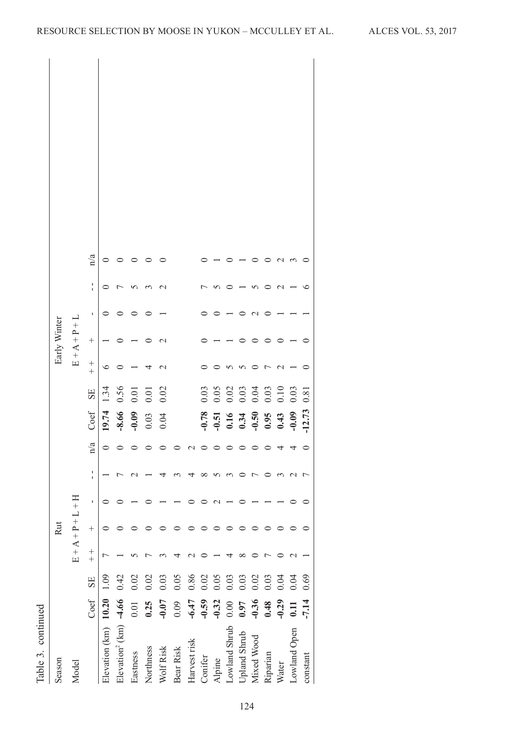Table 3. continued

| Season | Rut | | | | | | | Early Winter | | | | | | |
|---|---|---|---|---|---|---|---|---|---|---|---|---|---|---|
| Model | E + A + P + L + H | | | | | | | E + A + P + L | | | | | | |
| | Coef | SE | + + | + | - | - - | n/a | Coef | SE | + + | + | - | - - | n/a |
| Elevation (km) | **10.20** | 1.09 | 7 | 0 | 0 | 1 | 0 | **19.74** | 1.34 | 6 | 1 | 0 | 0 | 0 |
| Elevation$^2$ (km) | **-4.66** | 0.42 | 1 | 0 | 0 | 7 | 0 | **-8.66** | 0.56 | 0 | 0 | 0 | 7 | 0 |
| Eastness | 0.01 | 0.02 | 5 | 0 | 1 | 2 | 0 | **-0.09** | 0.01 | 1 | 1 | 0 | 5 | 0 |
| Northness | **0.25** | 0.02 | 7 | 0 | 0 | 1 | 0 | 0.03 | 0.01 | 4 | 0 | 0 | 3 | 0 |
| Wolf Risk | **-0.07** | 0.03 | 3 | 0 | 1 | 4 | 0 | 0.04 | 0.02 | 2 | 2 | 1 | 2 | 0 |
| Bear Risk | 0.09 | 0.05 | 4 | 0 | 1 | 3 | 0 | | | | | | | |
| Harvest risk | **-6.47** | 0.86 | 2 | 0 | 0 | 4 | 2 | | | | | | | |
| Conifer | **-0.59** | 0.02 | 0 | 0 | 0 | 8 | 0 | **-0.78** | 0.03 | 0 | 0 | 0 | 7 | 0 |
| Alpine | **-0.32** | 0.05 | 1 | 0 | 2 | 5 | 0 | **-0.51** | 0.05 | 0 | 1 | 0 | 5 | 1 |
| Lowland Shrub | 0.00 | 0.03 | 4 | 0 | 1 | 3 | 0 | **0.16** | 0.02 | 5 | 1 | 1 | 0 | 0 |
| Upland Shrub | **0.97** | 0.03 | 8 | 0 | 0 | 0 | 0 | **0.34** | 0.03 | 5 | 0 | 0 | 1 | 1 |
| Mixed Wood | **-0.36** | 0.02 | 0 | 0 | 1 | 7 | 0 | **-0.50** | 0.04 | 0 | 0 | 2 | 5 | 0 |
| Riparian | **0.48** | 0.03 | 7 | 0 | 1 | 0 | 0 | **0.95** | 0.03 | 7 | 0 | 0 | 0 | 0 |
| Water | **-0.29** | 0.04 | 0 | 0 | 1 | 3 | 4 | **0.43** | 0.10 | 2 | 0 | 1 | 2 | 2 |
| Lowland Open | **0.11** | 0.04 | 2 | 0 | 0 | 2 | 4 | **-0.09** | 0.03 | 1 | 1 | 1 | 1 | 3 |
| constant | **-7.14** | 0.69 | 1 | 0 | 0 | 7 | 0 | **-12.73** | 0.81 | 0 | 0 | 1 | 6 | 0 |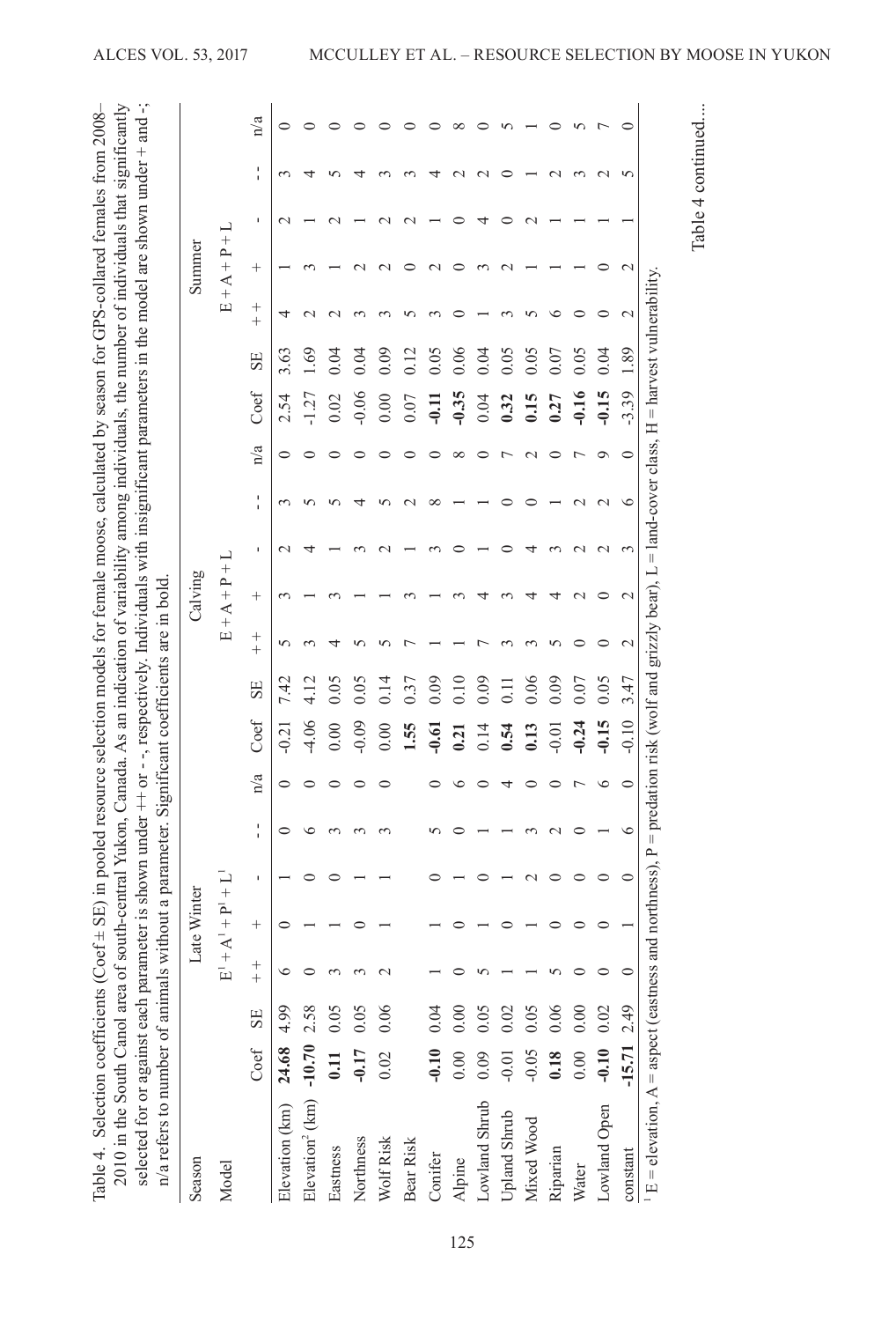Table 4. Selection coefficients (Coef ± SE) in pooled resource selection models for female moose, calculated by season for GPS-collared females from 2008–2010 in the South Canol area of south-central Yukon, Canada. As an indication of variability among individuals, the number of individuals that significantly selected for or against each parameter is shown under ++ or - -, respectively. Individuals with insignificant parameters in the model are shown under + and -; n/a refers to number of animals without a parameter. Significant coefficients are in bold.

| Season | Late Winter | | | | | | | Calving | | | | | | | Summer | | | | | | |
|---|---|---|---|---|---|---|---|---|---|---|---|---|---|---|---|---|---|---|---|---|---|
| Model | $E^1 + A^1 + P^1 + L^1$ | | | | | | | E + A + P + L | | | | | | | E + A + P + L | | | | | | |
| | Coef | SE | ++ | + | - | - - | n/a | Coef | SE | ++ | + | - | - - | n/a | Coef | SE | ++ | + | - | - - | n/a |
| Elevation (km) | **24.68** | 4.99 | 6 | 0 | 1 | 0 | 0 | -0.21 | 7.42 | 5 | 3 | 2 | 3 | 0 | 2.54 | 3.63 | 4 | 1 | 2 | 3 | 0 |
| Elevation² (km) | **-10.70** | 2.58 | 0 | 1 | 0 | 6 | 0 | -4.06 | 4.12 | 3 | 1 | 4 | 5 | 0 | -1.27 | 1.69 | 2 | 3 | 1 | 4 | 0 |
| Eastness | **0.11** | 0.05 | 3 | 1 | 0 | 3 | 0 | 0.00 | 0.05 | 4 | 3 | 1 | 5 | 0 | 0.02 | 0.04 | 2 | 1 | 2 | 5 | 0 |
| Northness | **-0.17** | 0.05 | 3 | 0 | 1 | 3 | 0 | -0.09 | 0.05 | 5 | 1 | 3 | 4 | 0 | -0.06 | 0.04 | 3 | 2 | 1 | 4 | 0 |
| Wolf Risk | 0.02 | 0.06 | 2 | 1 | 1 | 3 | 0 | 0.00 | 0.14 | 5 | 1 | 2 | 5 | 0 | 0.00 | 0.09 | 3 | 2 | 2 | 3 | 0 |
| Bear Risk | | | | | | | | **1.55** | 0.37 | 7 | 3 | 1 | 2 | 0 | 0.07 | 0.12 | 5 | 0 | 2 | 3 | 0 |
| Conifer | **-0.10** | 0.04 | 1 | 1 | 0 | 5 | 0 | **-0.61** | 0.09 | 1 | 1 | 3 | 8 | 0 | **-0.11** | 0.05 | 3 | 2 | 1 | 4 | 0 |
| Alpine | 0.00 | 0.00 | 0 | 0 | 1 | 0 | 6 | **0.21** | 0.10 | 1 | 3 | 0 | 1 | 8 | **-0.35** | 0.06 | 0 | 0 | 0 | 2 | 8 |
| Lowland Shrub | 0.09 | 0.05 | 5 | 1 | 0 | 1 | 0 | 0.14 | 0.09 | 7 | 4 | 1 | 1 | 0 | 0.04 | 0.04 | 1 | 3 | 4 | 2 | 0 |
| Upland Shrub | -0.01 | 0.02 | 1 | 0 | 1 | 1 | 4 | **0.54** | 0.11 | 3 | 3 | 0 | 0 | 7 | **0.32** | 0.05 | 3 | 2 | 0 | 0 | 5 |
| Mixed Wood | -0.05 | 0.05 | 1 | 1 | 2 | 3 | 0 | **0.13** | 0.06 | 3 | 4 | 4 | 0 | 2 | **0.15** | 0.05 | 5 | 1 | 2 | 1 | 1 |
| Riparian | **0.18** | 0.06 | 5 | 0 | 0 | 2 | 0 | -0.01 | 0.09 | 5 | 4 | 3 | 1 | 0 | **0.27** | 0.07 | 6 | 1 | 1 | 2 | 0 |
| Water | 0.00 | 0.00 | 0 | 0 | 0 | 0 | 7 | **-0.24** | 0.07 | 0 | 2 | 2 | 2 | 7 | **-0.16** | 0.05 | 0 | 1 | 1 | 3 | 5 |
| Lowland Open | **-0.10** | 0.02 | 0 | 0 | 0 | 1 | 6 | **-0.15** | 0.05 | 0 | 0 | 2 | 2 | 9 | **-0.15** | 0.04 | 0 | 0 | 1 | 2 | 7 |
| constant | **-15.71** | 2.49 | 0 | 1 | 0 | 6 | 0 | -0.10 | 3.47 | 2 | 2 | 3 | 6 | 0 | -3.39 | 1.89 | 2 | 2 | 1 | 5 | 0 |

[1] E = elevation, A = aspect (eastness and northness), P = predation risk (wolf and grizzly bear), L = land-cover class, H = harvest vulnerability.

Table 4 continued....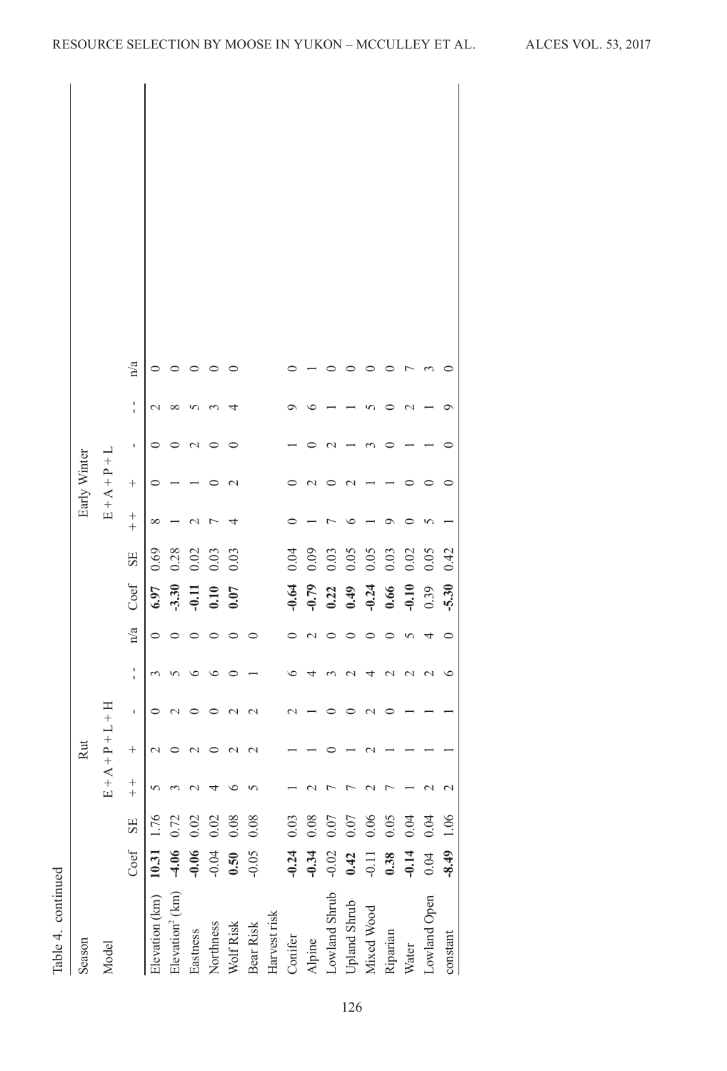Table 4. continued

| Season | Rut | | | | | | | Early Winter | | | | | | |
|---|---|---|---|---|---|---|---|---|---|---|---|---|---|---|
| Model | E + A + P + L + H | | | | | | | E + A + P + L | | | | | | |
| | Coef | SE | ++ | + | - | -- | n/a | Coef | SE | ++ | + | - | -- | n/a |
| Elevation (km) | **10.31** | 1.76 | 5 | 2 | 0 | 3 | 0 | **6.97** | 0.69 | 8 | 0 | 0 | 2 | 0 |
| Elevation$^2$ (km) | **-4.06** | 0.72 | 3 | 0 | 2 | 5 | 0 | **-3.30** | 0.28 | 1 | 1 | 0 | 8 | 0 |
| Eastness | **-0.06** | 0.02 | 2 | 2 | 0 | 6 | 0 | **-0.11** | 0.02 | 2 | 1 | 2 | 5 | 0 |
| Northness | -0.04 | 0.02 | 4 | 0 | 0 | 6 | 0 | **0.10** | 0.03 | 7 | 0 | 0 | 3 | 0 |
| Wolf Risk | **0.50** | 0.08 | 6 | 2 | 2 | 0 | 0 | **0.07** | 0.03 | 4 | 2 | 0 | 4 | 0 |
| Bear Risk | -0.05 | 0.08 | 5 | 2 | 2 | 1 | 0 | | | | | | | |
| Harvest risk | | | | | | | | | | | | | | |
| Conifer | **-0.24** | 0.03 | 1 | 1 | 2 | 6 | 0 | **-0.64** | 0.04 | 0 | 0 | 1 | 9 | 0 |
| Alpine | **-0.34** | 0.08 | 2 | 1 | 1 | 4 | 2 | **-0.79** | 0.09 | 1 | 2 | 0 | 6 | 1 |
| Lowland Shrub | -0.02 | 0.07 | 7 | 0 | 0 | 3 | 0 | **0.22** | 0.03 | 7 | 0 | 2 | 1 | 0 |
| Upland Shrub | **0.42** | 0.07 | 7 | 1 | 0 | 2 | 0 | **0.49** | 0.05 | 6 | 2 | 1 | 1 | 0 |
| Mixed Wood | -0.11 | 0.06 | 2 | 2 | 2 | 4 | 0 | **-0.24** | 0.05 | 1 | 1 | 3 | 5 | 0 |
| Riparian | **0.38** | 0.05 | 7 | 1 | 0 | 2 | 0 | **0.66** | 0.03 | 9 | 1 | 0 | 0 | 0 |
| Water | **-0.14** | 0.04 | 1 | 1 | 1 | 2 | 5 | **-0.10** | 0.02 | 0 | 0 | 1 | 2 | 7 |
| Lowland Open | 0.04 | 0.04 | 2 | 1 | 1 | 2 | 4 | 0.39 | 0.05 | 5 | 0 | 1 | 1 | 3 |
| constant | **-8.49** | 1.06 | 2 | 1 | 1 | 6 | 0 | **-5.30** | 0.42 | 1 | 0 | 0 | 9 | 0 |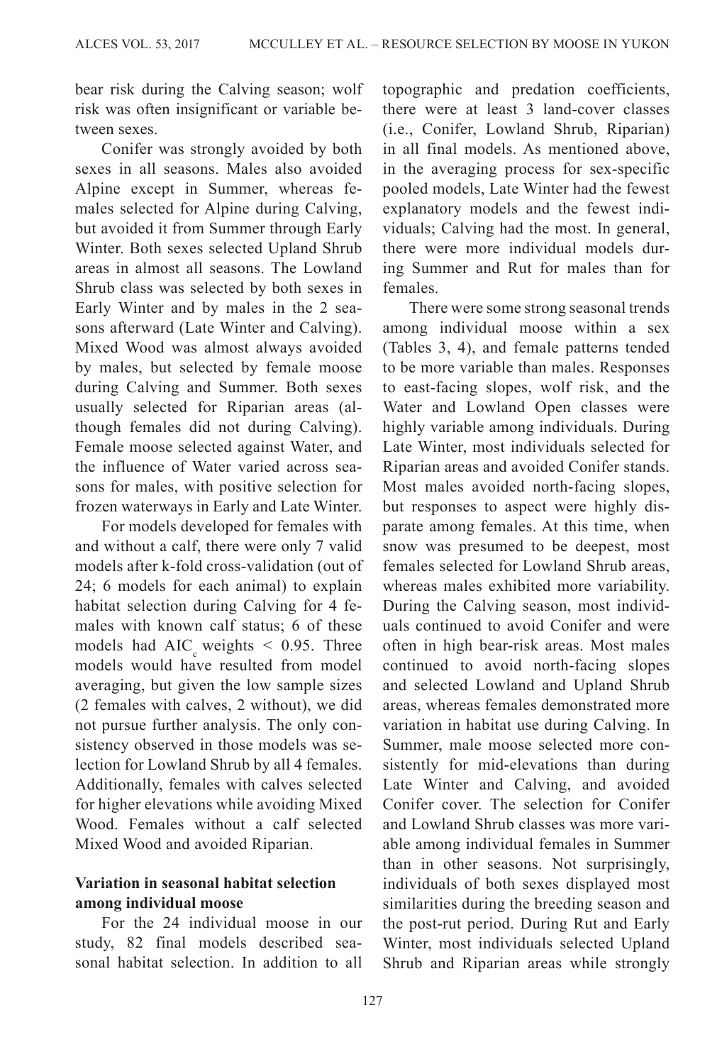bear risk during the Calving season; wolf risk was often insignificant or variable between sexes.

Conifer was strongly avoided by both sexes in all seasons. Males also avoided Alpine except in Summer, whereas females selected for Alpine during Calving, but avoided it from Summer through Early Winter. Both sexes selected Upland Shrub areas in almost all seasons. The Lowland Shrub class was selected by both sexes in Early Winter and by males in the 2 seasons afterward (Late Winter and Calving). Mixed Wood was almost always avoided by males, but selected by female moose during Calving and Summer. Both sexes usually selected for Riparian areas (although females did not during Calving). Female moose selected against Water, and the influence of Water varied across seasons for males, with positive selection for frozen waterways in Early and Late Winter.

For models developed for females with and without a calf, there were only 7 valid models after k-fold cross-validation (out of 24; 6 models for each animal) to explain habitat selection during Calving for 4 females with known calf status; 6 of these models had $AIC_c$ weights < 0.95. Three models would have resulted from model averaging, but given the low sample sizes (2 females with calves, 2 without), we did not pursue further analysis. The only consistency observed in those models was selection for Lowland Shrub by all 4 females. Additionally, females with calves selected for higher elevations while avoiding Mixed Wood. Females without a calf selected Mixed Wood and avoided Riparian.

### Variation in seasonal habitat selection among individual moose

For the 24 individual moose in our study, 82 final models described seasonal habitat selection. In addition to all topographic and predation coefficients, there were at least 3 land-cover classes (i.e., Conifer, Lowland Shrub, Riparian) in all final models. As mentioned above, in the averaging process for sex-specific pooled models, Late Winter had the fewest explanatory models and the fewest individuals; Calving had the most. In general, there were more individual models during Summer and Rut for males than for females.

There were some strong seasonal trends among individual moose within a sex (Tables 3, 4), and female patterns tended to be more variable than males. Responses to east-facing slopes, wolf risk, and the Water and Lowland Open classes were highly variable among individuals. During Late Winter, most individuals selected for Riparian areas and avoided Conifer stands. Most males avoided north-facing slopes, but responses to aspect were highly disparate among females. At this time, when snow was presumed to be deepest, most females selected for Lowland Shrub areas, whereas males exhibited more variability. During the Calving season, most individuals continued to avoid Conifer and were often in high bear-risk areas. Most males continued to avoid north-facing slopes and selected Lowland and Upland Shrub areas, whereas females demonstrated more variation in habitat use during Calving. In Summer, male moose selected more consistently for mid-elevations than during Late Winter and Calving, and avoided Conifer cover. The selection for Conifer and Lowland Shrub classes was more variable among individual females in Summer than in other seasons. Not surprisingly, individuals of both sexes displayed most similarities during the breeding season and the post-rut period. During Rut and Early Winter, most individuals selected Upland Shrub and Riparian areas while strongly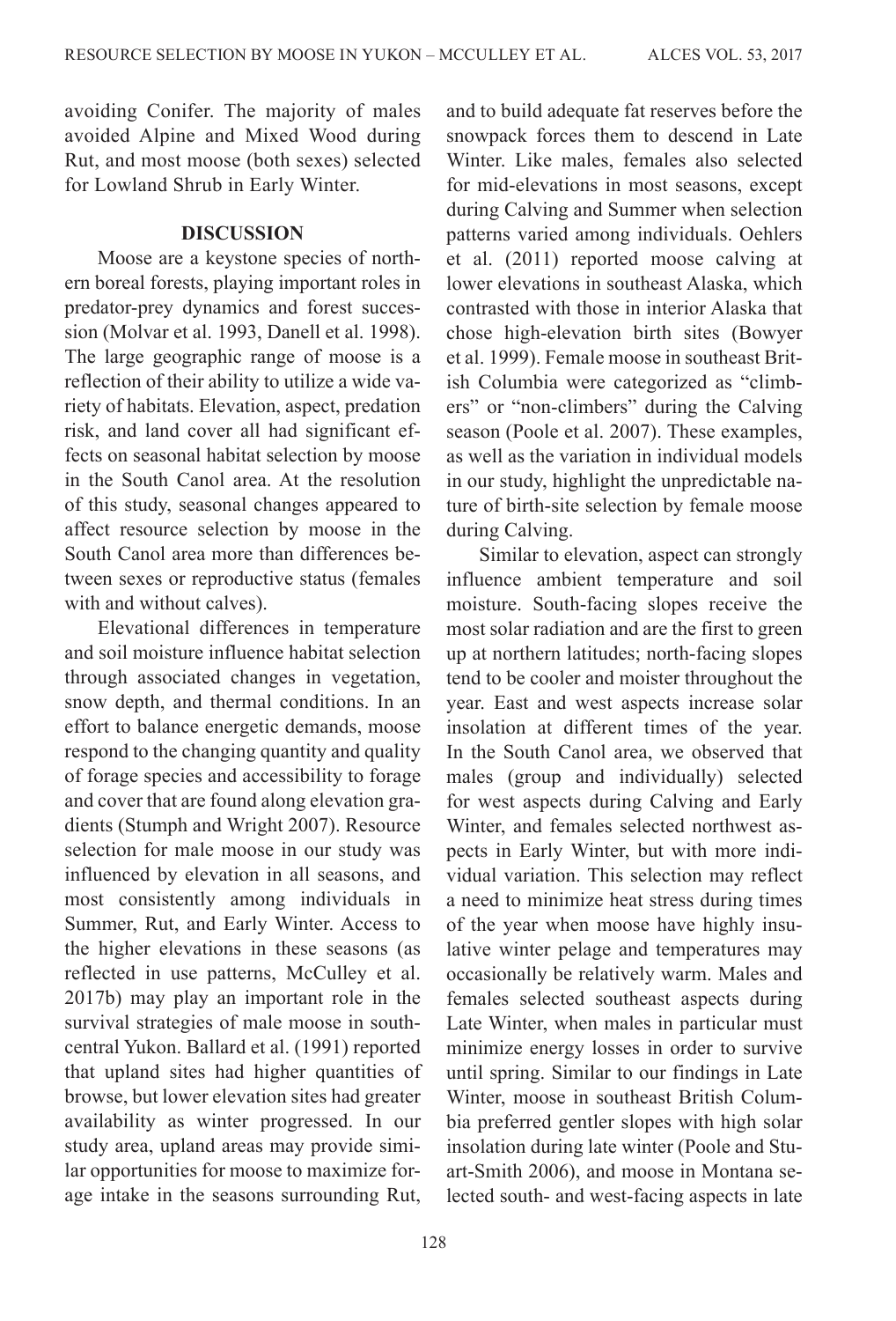avoiding Conifer. The majority of males avoided Alpine and Mixed Wood during Rut, and most moose (both sexes) selected for Lowland Shrub in Early Winter.

## DISCUSSION

Moose are a keystone species of northern boreal forests, playing important roles in predator-prey dynamics and forest succession (Molvar et al. 1993, Danell et al. 1998). The large geographic range of moose is a reflection of their ability to utilize a wide variety of habitats. Elevation, aspect, predation risk, and land cover all had significant effects on seasonal habitat selection by moose in the South Canol area. At the resolution of this study, seasonal changes appeared to affect resource selection by moose in the South Canol area more than differences between sexes or reproductive status (females with and without calves).

Elevational differences in temperature and soil moisture influence habitat selection through associated changes in vegetation, snow depth, and thermal conditions. In an effort to balance energetic demands, moose respond to the changing quantity and quality of forage species and accessibility to forage and cover that are found along elevation gradients (Stumph and Wright 2007). Resource selection for male moose in our study was influenced by elevation in all seasons, and most consistently among individuals in Summer, Rut, and Early Winter. Access to the higher elevations in these seasons (as reflected in use patterns, McCulley et al. 2017b) may play an important role in the survival strategies of male moose in south-central Yukon. Ballard et al. (1991) reported that upland sites had higher quantities of browse, but lower elevation sites had greater availability as winter progressed. In our study area, upland areas may provide similar opportunities for moose to maximize forage intake in the seasons surrounding Rut, and to build adequate fat reserves before the snowpack forces them to descend in Late Winter. Like males, females also selected for mid-elevations in most seasons, except during Calving and Summer when selection patterns varied among individuals. Oehlers et al. (2011) reported moose calving at lower elevations in southeast Alaska, which contrasted with those in interior Alaska that chose high-elevation birth sites (Bowyer et al. 1999). Female moose in southeast British Columbia were categorized as "climbers" or "non-climbers" during the Calving season (Poole et al. 2007). These examples, as well as the variation in individual models in our study, highlight the unpredictable nature of birth-site selection by female moose during Calving.

Similar to elevation, aspect can strongly influence ambient temperature and soil moisture. South-facing slopes receive the most solar radiation and are the first to green up at northern latitudes; north-facing slopes tend to be cooler and moister throughout the year. East and west aspects increase solar insolation at different times of the year. In the South Canol area, we observed that males (group and individually) selected for west aspects during Calving and Early Winter, and females selected northwest aspects in Early Winter, but with more individual variation. This selection may reflect a need to minimize heat stress during times of the year when moose have highly insulative winter pelage and temperatures may occasionally be relatively warm. Males and females selected southeast aspects during Late Winter, when males in particular must minimize energy losses in order to survive until spring. Similar to our findings in Late Winter, moose in southeast British Columbia preferred gentler slopes with high solar insolation during late winter (Poole and Stuart-Smith 2006), and moose in Montana selected south- and west-facing aspects in late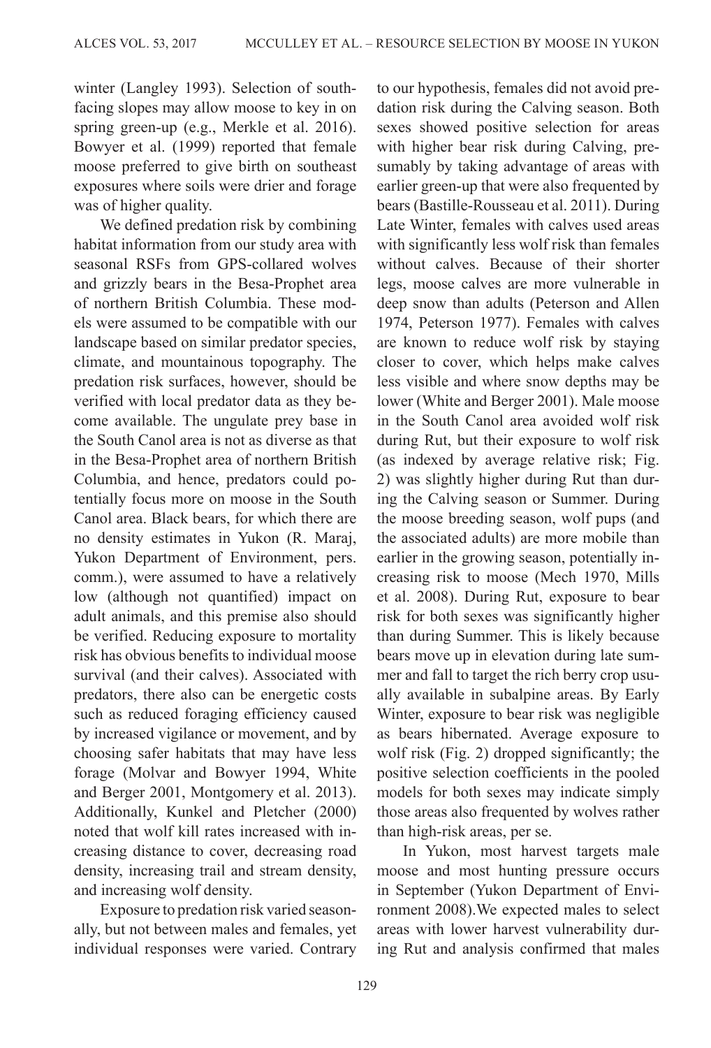winter (Langley 1993). Selection of south-facing slopes may allow moose to key in on spring green-up (e.g., Merkle et al. 2016). Bowyer et al. (1999) reported that female moose preferred to give birth on southeast exposures where soils were drier and forage was of higher quality.

We defined predation risk by combining habitat information from our study area with seasonal RSFs from GPS-collared wolves and grizzly bears in the Besa-Prophet area of northern British Columbia. These models were assumed to be compatible with our landscape based on similar predator species, climate, and mountainous topography. The predation risk surfaces, however, should be verified with local predator data as they become available. The ungulate prey base in the South Canol area is not as diverse as that in the Besa-Prophet area of northern British Columbia, and hence, predators could potentially focus more on moose in the South Canol area. Black bears, for which there are no density estimates in Yukon (R. Maraj, Yukon Department of Environment, pers. comm.), were assumed to have a relatively low (although not quantified) impact on adult animals, and this premise also should be verified. Reducing exposure to mortality risk has obvious benefits to individual moose survival (and their calves). Associated with predators, there also can be energetic costs such as reduced foraging efficiency caused by increased vigilance or movement, and by choosing safer habitats that may have less forage (Molvar and Bowyer 1994, White and Berger 2001, Montgomery et al. 2013). Additionally, Kunkel and Pletcher (2000) noted that wolf kill rates increased with increasing distance to cover, decreasing road density, increasing trail and stream density, and increasing wolf density.

Exposure to predation risk varied seasonally, but not between males and females, yet individual responses were varied. Contrary to our hypothesis, females did not avoid predation risk during the Calving season. Both sexes showed positive selection for areas with higher bear risk during Calving, presumably by taking advantage of areas with earlier green-up that were also frequented by bears (Bastille-Rousseau et al. 2011). During Late Winter, females with calves used areas with significantly less wolf risk than females without calves. Because of their shorter legs, moose calves are more vulnerable in deep snow than adults (Peterson and Allen 1974, Peterson 1977). Females with calves are known to reduce wolf risk by staying closer to cover, which helps make calves less visible and where snow depths may be lower (White and Berger 2001). Male moose in the South Canol area avoided wolf risk during Rut, but their exposure to wolf risk (as indexed by average relative risk; Fig. 2) was slightly higher during Rut than during the Calving season or Summer. During the moose breeding season, wolf pups (and the associated adults) are more mobile than earlier in the growing season, potentially increasing risk to moose (Mech 1970, Mills et al. 2008). During Rut, exposure to bear risk for both sexes was significantly higher than during Summer. This is likely because bears move up in elevation during late summer and fall to target the rich berry crop usually available in subalpine areas. By Early Winter, exposure to bear risk was negligible as bears hibernated. Average exposure to wolf risk (Fig. 2) dropped significantly; the positive selection coefficients in the pooled models for both sexes may indicate simply those areas also frequented by wolves rather than high-risk areas, per se.

In Yukon, most harvest targets male moose and most hunting pressure occurs in September (Yukon Department of Environment 2008).We expected males to select areas with lower harvest vulnerability during Rut and analysis confirmed that males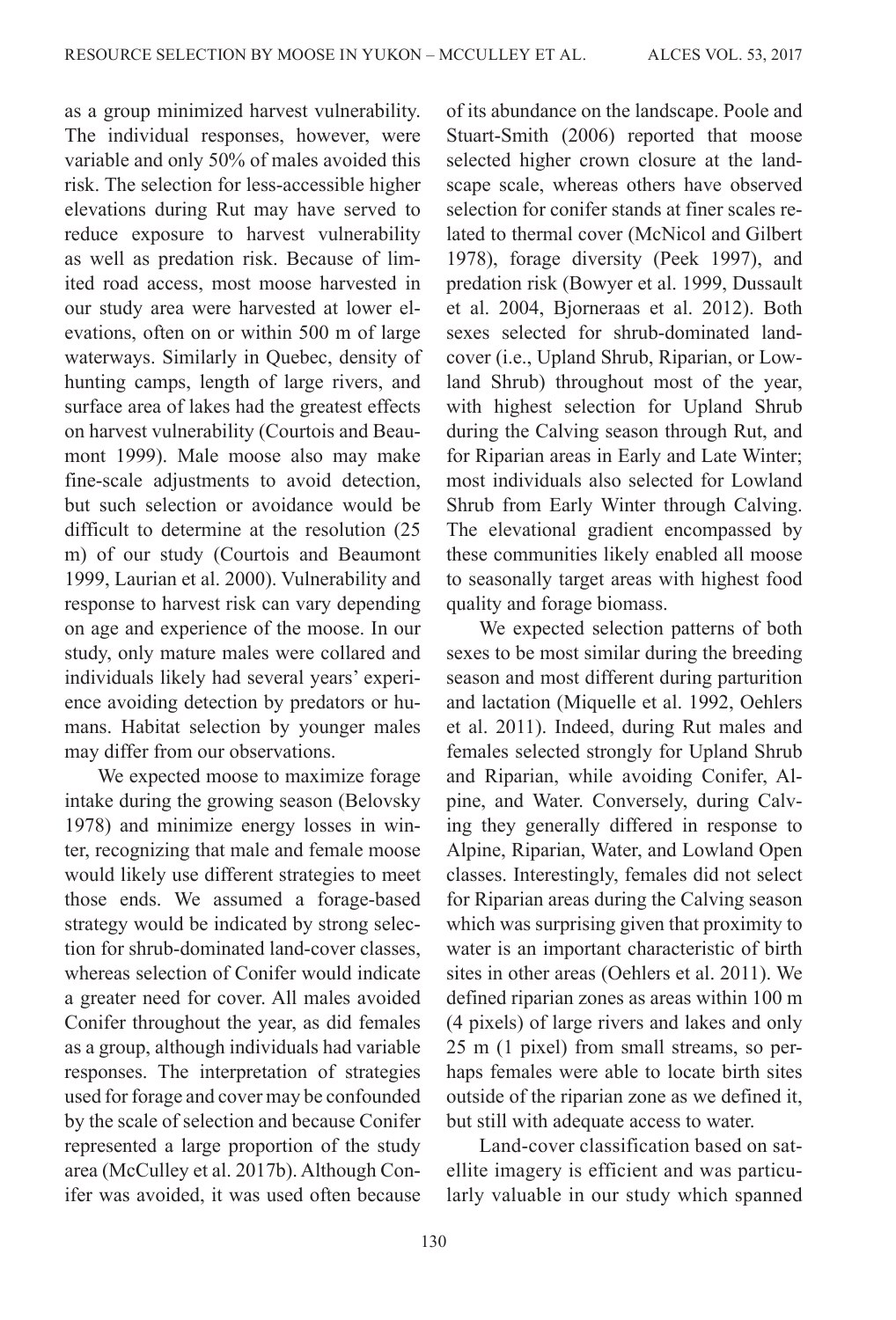as a group minimized harvest vulnerability. The individual responses, however, were variable and only 50% of males avoided this risk. The selection for less-accessible higher elevations during Rut may have served to reduce exposure to harvest vulnerability as well as predation risk. Because of limited road access, most moose harvested in our study area were harvested at lower elevations, often on or within 500 m of large waterways. Similarly in Quebec, density of hunting camps, length of large rivers, and surface area of lakes had the greatest effects on harvest vulnerability (Courtois and Beaumont 1999). Male moose also may make fine-scale adjustments to avoid detection, but such selection or avoidance would be difficult to determine at the resolution (25 m) of our study (Courtois and Beaumont 1999, Laurian et al. 2000). Vulnerability and response to harvest risk can vary depending on age and experience of the moose. In our study, only mature males were collared and individuals likely had several years' experience avoiding detection by predators or humans. Habitat selection by younger males may differ from our observations.

We expected moose to maximize forage intake during the growing season (Belovsky 1978) and minimize energy losses in winter, recognizing that male and female moose would likely use different strategies to meet those ends. We assumed a forage-based strategy would be indicated by strong selection for shrub-dominated land-cover classes, whereas selection of Conifer would indicate a greater need for cover. All males avoided Conifer throughout the year, as did females as a group, although individuals had variable responses. The interpretation of strategies used for forage and cover may be confounded by the scale of selection and because Conifer represented a large proportion of the study area (McCulley et al. 2017b). Although Conifer was avoided, it was used often because of its abundance on the landscape. Poole and Stuart-Smith (2006) reported that moose selected higher crown closure at the landscape scale, whereas others have observed selection for conifer stands at finer scales related to thermal cover (McNicol and Gilbert 1978), forage diversity (Peek 1997), and predation risk (Bowyer et al. 1999, Dussault et al. 2004, Bjorneraas et al. 2012). Both sexes selected for shrub-dominated land-cover (i.e., Upland Shrub, Riparian, or Lowland Shrub) throughout most of the year, with highest selection for Upland Shrub during the Calving season through Rut, and for Riparian areas in Early and Late Winter; most individuals also selected for Lowland Shrub from Early Winter through Calving. The elevational gradient encompassed by these communities likely enabled all moose to seasonally target areas with highest food quality and forage biomass.

We expected selection patterns of both sexes to be most similar during the breeding season and most different during parturition and lactation (Miquelle et al. 1992, Oehlers et al. 2011). Indeed, during Rut males and females selected strongly for Upland Shrub and Riparian, while avoiding Conifer, Alpine, and Water. Conversely, during Calving they generally differed in response to Alpine, Riparian, Water, and Lowland Open classes. Interestingly, females did not select for Riparian areas during the Calving season which was surprising given that proximity to water is an important characteristic of birth sites in other areas (Oehlers et al. 2011). We defined riparian zones as areas within 100 m (4 pixels) of large rivers and lakes and only 25 m (1 pixel) from small streams, so perhaps females were able to locate birth sites outside of the riparian zone as we defined it, but still with adequate access to water.

Land-cover classification based on satellite imagery is efficient and was particularly valuable in our study which spanned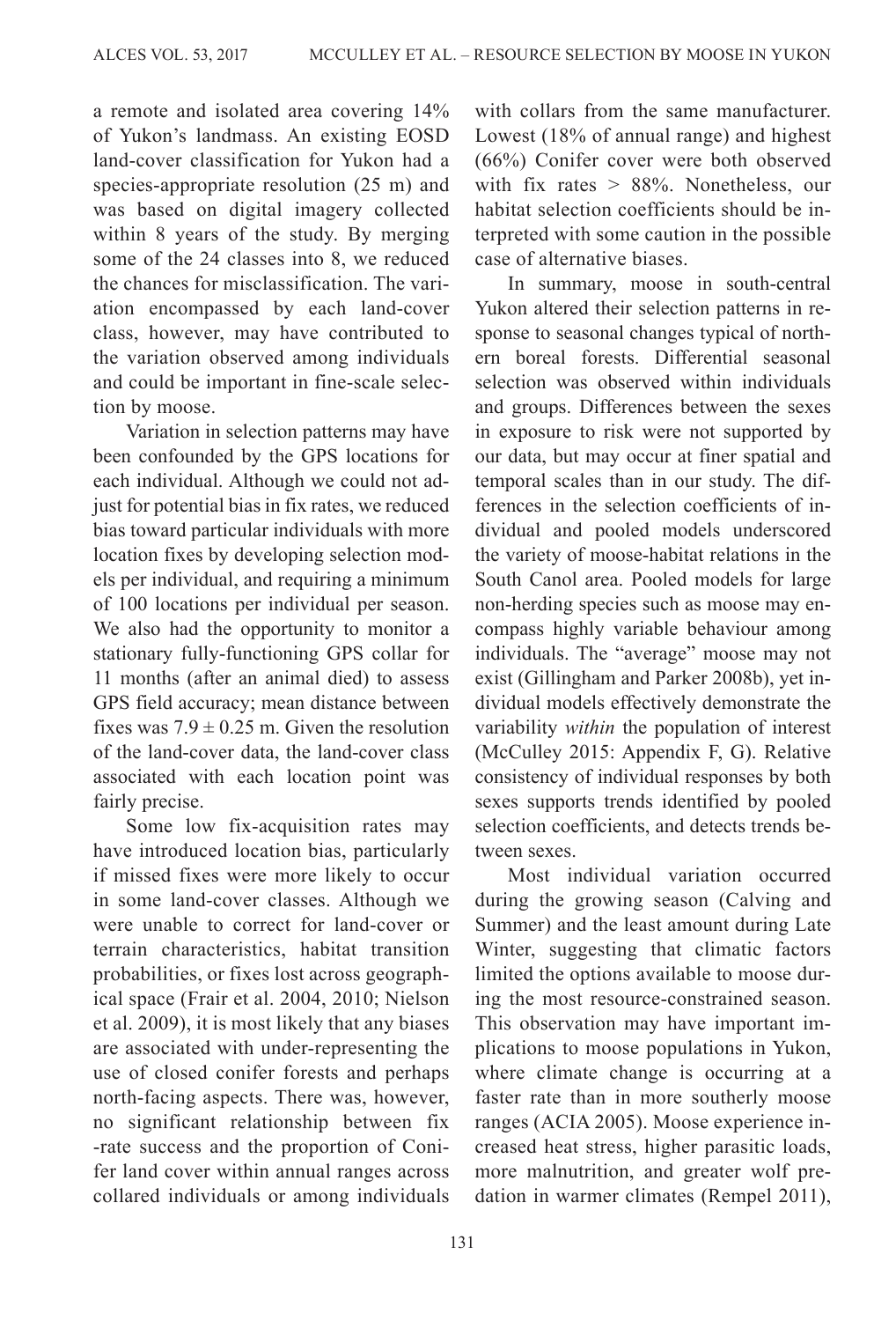a remote and isolated area covering 14% of Yukon's landmass. An existing EOSD land-cover classification for Yukon had a species-appropriate resolution (25 m) and was based on digital imagery collected within 8 years of the study. By merging some of the 24 classes into 8, we reduced the chances for misclassification. The variation encompassed by each land-cover class, however, may have contributed to the variation observed among individuals and could be important in fine-scale selection by moose.

Variation in selection patterns may have been confounded by the GPS locations for each individual. Although we could not adjust for potential bias in fix rates, we reduced bias toward particular individuals with more location fixes by developing selection models per individual, and requiring a minimum of 100 locations per individual per season. We also had the opportunity to monitor a stationary fully-functioning GPS collar for 11 months (after an animal died) to assess GPS field accuracy; mean distance between fixes was $7.9 \pm 0.25$ m. Given the resolution of the land-cover data, the land-cover class associated with each location point was fairly precise.

Some low fix-acquisition rates may have introduced location bias, particularly if missed fixes were more likely to occur in some land-cover classes. Although we were unable to correct for land-cover or terrain characteristics, habitat transition probabilities, or fixes lost across geographical space (Frair et al. 2004, 2010; Nielson et al. 2009), it is most likely that any biases are associated with under-representing the use of closed conifer forests and perhaps north-facing aspects. There was, however, no significant relationship between fix-rate success and the proportion of Conifer land cover within annual ranges across collared individuals or among individuals with collars from the same manufacturer. Lowest (18% of annual range) and highest (66%) Conifer cover were both observed with fix rates > 88%. Nonetheless, our habitat selection coefficients should be interpreted with some caution in the possible case of alternative biases.

In summary, moose in south-central Yukon altered their selection patterns in response to seasonal changes typical of northern boreal forests. Differential seasonal selection was observed within individuals and groups. Differences between the sexes in exposure to risk were not supported by our data, but may occur at finer spatial and temporal scales than in our study. The differences in the selection coefficients of individual and pooled models underscored the variety of moose-habitat relations in the South Canol area. Pooled models for large non-herding species such as moose may encompass highly variable behaviour among individuals. The "average" moose may not exist (Gillingham and Parker 2008b), yet individual models effectively demonstrate the variability *within* the population of interest (McCulley 2015: Appendix F, G). Relative consistency of individual responses by both sexes supports trends identified by pooled selection coefficients, and detects trends between sexes.

Most individual variation occurred during the growing season (Calving and Summer) and the least amount during Late Winter, suggesting that climatic factors limited the options available to moose during the most resource-constrained season. This observation may have important implications to moose populations in Yukon, where climate change is occurring at a faster rate than in more southerly moose ranges (ACIA 2005). Moose experience increased heat stress, higher parasitic loads, more malnutrition, and greater wolf predation in warmer climates (Rempel 2011),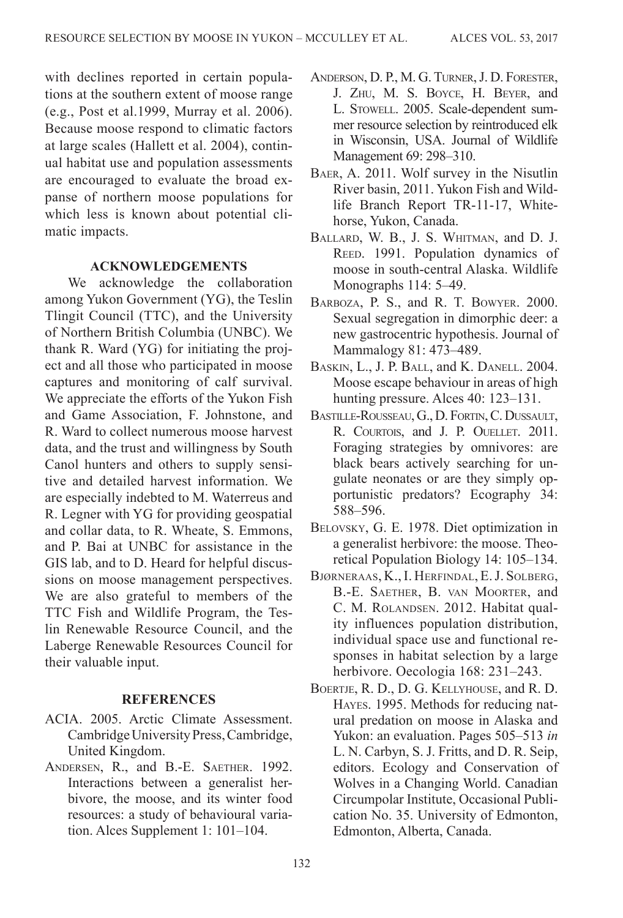with declines reported in certain populations at the southern extent of moose range (e.g., Post et al.1999, Murray et al. 2006). Because moose respond to climatic factors at large scales (Hallett et al. 2004), continual habitat use and population assessments are encouraged to evaluate the broad expanse of northern moose populations for which less is known about potential climatic impacts.

## ACKNOWLEDGEMENTS

We acknowledge the collaboration among Yukon Government (YG), the Teslin Tlingit Council (TTC), and the University of Northern British Columbia (UNBC). We thank R. Ward (YG) for initiating the project and all those who participated in moose captures and monitoring of calf survival. We appreciate the efforts of the Yukon Fish and Game Association, F. Johnstone, and R. Ward to collect numerous moose harvest data, and the trust and willingness by South Canol hunters and others to supply sensitive and detailed harvest information. We are especially indebted to M. Waterreus and R. Legner with YG for providing geospatial and collar data, to R. Wheate, S. Emmons, and P. Bai at UNBC for assistance in the GIS lab, and to D. Heard for helpful discussions on moose management perspectives. We are also grateful to members of the TTC Fish and Wildlife Program, the Teslin Renewable Resource Council, and the Laberge Renewable Resources Council for their valuable input.

## REFERENCES

ACIA. 2005. Arctic Climate Assessment. Cambridge University Press, Cambridge, United Kingdom.

Andersen, R., and B.-E. Saether. 1992. Interactions between a generalist herbivore, the moose, and its winter food resources: a study of behavioural variation. Alces Supplement 1: 101–104.

Anderson, D. P., M. G. Turner, J. D. Forester, J. Zhu, M. S. Boyce, H. Beyer, and L. Stowell. 2005. Scale-dependent summer resource selection by reintroduced elk in Wisconsin, USA. Journal of Wildlife Management 69: 298–310.

Baer, A. 2011. Wolf survey in the Nisutlin River basin, 2011. Yukon Fish and Wildlife Branch Report TR-11-17, Whitehorse, Yukon, Canada.

Ballard, W. B., J. S. Whitman, and D. J. Reed. 1991. Population dynamics of moose in south-central Alaska. Wildlife Monographs 114: 5–49.

Barboza, P. S., and R. T. Bowyer. 2000. Sexual segregation in dimorphic deer: a new gastrocentric hypothesis. Journal of Mammalogy 81: 473–489.

Baskin, L., J. P. Ball, and K. Danell. 2004. Moose escape behaviour in areas of high hunting pressure. Alces 40: 123–131.

Bastille-Rousseau, G., D. Fortin, C. Dussault, R. Courtois, and J. P. Ouellet. 2011. Foraging strategies by omnivores: are black bears actively searching for ungulate neonates or are they simply opportunistic predators? Ecography 34: 588–596.

Belovsky, G. E. 1978. Diet optimization in a generalist herbivore: the moose. Theoretical Population Biology 14: 105–134.

Bjørneraas, K., I. Herfindal, E. J. Solberg, B.-E. Saether, B. van Moorter, and C. M. Rolandsen. 2012. Habitat quality influences population distribution, individual space use and functional responses in habitat selection by a large herbivore. Oecologia 168: 231–243.

Boertje, R. D., D. G. Kellyhouse, and R. D. Hayes. 1995. Methods for reducing natural predation on moose in Alaska and Yukon: an evaluation. Pages 505–513 *in* L. N. Carbyn, S. J. Fritts, and D. R. Seip, editors. Ecology and Conservation of Wolves in a Changing World. Canadian Circumpolar Institute, Occasional Publication No. 35. University of Edmonton, Edmonton, Alberta, Canada.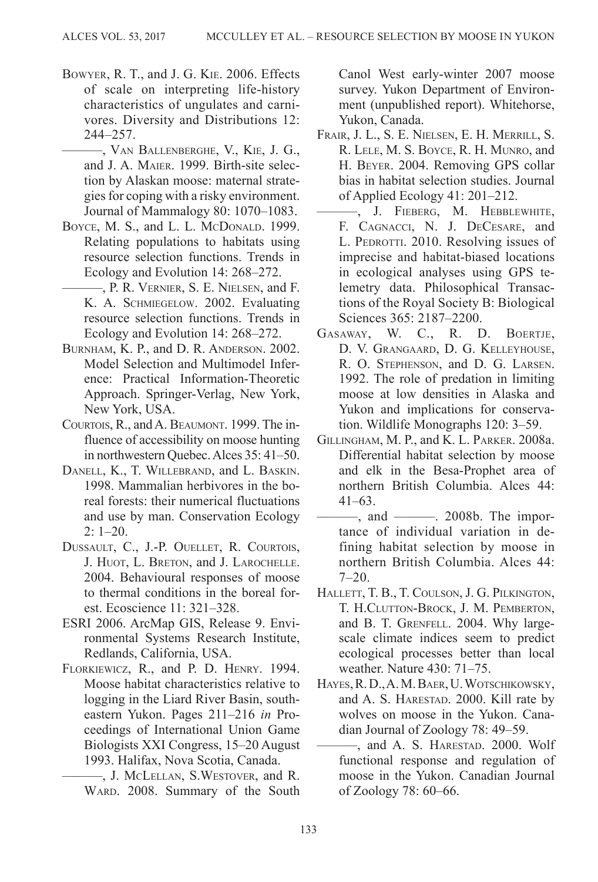Bowyer, R. T., and J. G. Kie. 2006. Effects of scale on interpreting life-history characteristics of ungulates and carnivores. Diversity and Distributions 12: 244–257.

———, Van Ballenberghe, V., Kie, J. G., and J. A. Maier. 1999. Birth-site selection by Alaskan moose: maternal strategies for coping with a risky environment. Journal of Mammalogy 80: 1070–1083.

Boyce, M. S., and L. L. McDonald. 1999. Relating populations to habitats using resource selection functions. Trends in Ecology and Evolution 14: 268–272.

———, P. R. Vernier, S. E. Nielsen, and F. K. A. Schmiegelow. 2002. Evaluating resource selection functions. Trends in Ecology and Evolution 14: 268–272.

Burnham, K. P., and D. R. Anderson. 2002. Model Selection and Multimodel Inference: Practical Information-Theoretic Approach. Springer-Verlag, New York, New York, USA.

Courtois, R., and A. Beaumont. 1999. The influence of accessibility on moose hunting in northwestern Quebec. Alces 35: 41–50.

Danell, K., T. Willebrand, and L. Baskin. 1998. Mammalian herbivores in the boreal forests: their numerical fluctuations and use by man. Conservation Ecology 2: 1–20.

Dussault, C., J.-P. Ouellet, R. Courtois, J. Huot, L. Breton, and J. Larochelle. 2004. Behavioural responses of moose to thermal conditions in the boreal forest. Ecoscience 11: 321–328.

ESRI 2006. ArcMap GIS, Release 9. Environmental Systems Research Institute, Redlands, California, USA.

Florkiewicz, R., and P. D. Henry. 1994. Moose habitat characteristics relative to logging in the Liard River Basin, southeastern Yukon. Pages 211–216 *in* Proceedings of International Union Game Biologists XXI Congress, 15–20 August 1993. Halifax, Nova Scotia, Canada.

———, J. McLellan, S.Westover, and R. Ward. 2008. Summary of the South Canol West early-winter 2007 moose survey. Yukon Department of Environment (unpublished report). Whitehorse, Yukon, Canada.

Frair, J. L., S. E. Nielsen, E. H. Merrill, S. R. Lele, M. S. Boyce, R. H. Munro, and H. Beyer. 2004. Removing GPS collar bias in habitat selection studies. Journal of Applied Ecology 41: 201–212.

———, J. Fieberg, M. Hebblewhite, F. Cagnacci, N. J. DeCesare, and L. Pedrotti. 2010. Resolving issues of imprecise and habitat-biased locations in ecological analyses using GPS telemetry data. Philosophical Transactions of the Royal Society B: Biological Sciences 365: 2187–2200.

Gasaway, W. C., R. D. Boertje, D. V. Grangaard, D. G. Kelleyhouse, R. O. Stephenson, and D. G. Larsen. 1992. The role of predation in limiting moose at low densities in Alaska and Yukon and implications for conservation. Wildlife Monographs 120: 3–59.

Gillingham, M. P., and K. L. Parker. 2008a. Differential habitat selection by moose and elk in the Besa-Prophet area of northern British Columbia. Alces 44: 41–63.

———, and ———. 2008b. The importance of individual variation in defining habitat selection by moose in northern British Columbia. Alces 44: 7–20.

Hallett, T. B., T. Coulson, J. G. Pilkington, T. H.Clutton-Brock, J. M. Pemberton, and B. T. Grenfell. 2004. Why large-scale climate indices seem to predict ecological processes better than local weather. Nature 430: 71–75.

Hayes, R. D., A. M. Baer, U. Wotschikowsky, and A. S. Harestad. 2000. Kill rate by wolves on moose in the Yukon. Canadian Journal of Zoology 78: 49–59.

———, and A. S. Harestad. 2000. Wolf functional response and regulation of moose in the Yukon. Canadian Journal of Zoology 78: 60–66.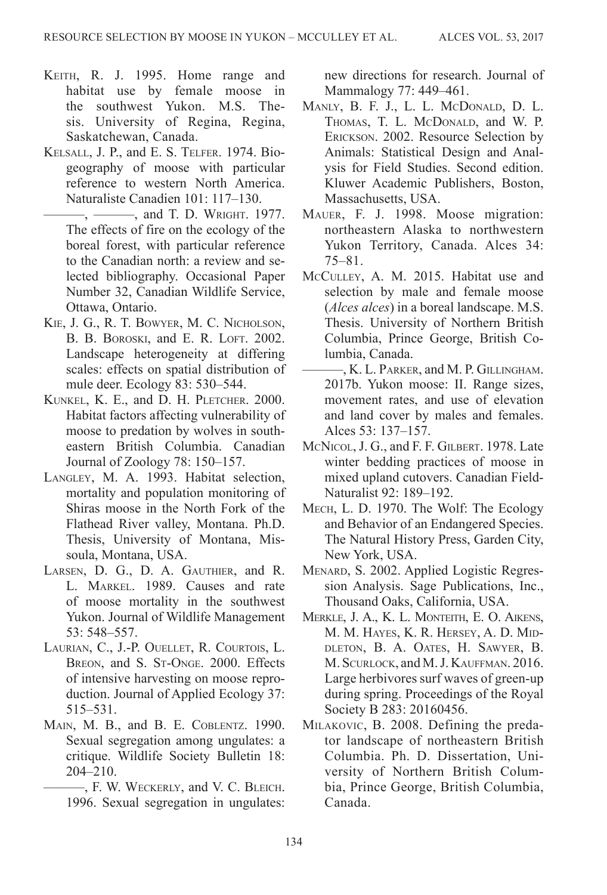Keith, R. J. 1995. Home range and habitat use by female moose in the southwest Yukon. M.S. Thesis. University of Regina, Regina, Saskatchewan, Canada.

Kelsall, J. P., and E. S. Telfer. 1974. Biogeography of moose with particular reference to western North America. Naturaliste Canadien 101: 117–130.

———, ———, and T. D. Wright. 1977. The effects of fire on the ecology of the boreal forest, with particular reference to the Canadian north: a review and selected bibliography. Occasional Paper Number 32, Canadian Wildlife Service, Ottawa, Ontario.

Kie, J. G., R. T. Bowyer, M. C. Nicholson, B. B. Boroski, and E. R. Loft. 2002. Landscape heterogeneity at differing scales: effects on spatial distribution of mule deer. Ecology 83: 530–544.

Kunkel, K. E., and D. H. Pletcher. 2000. Habitat factors affecting vulnerability of moose to predation by wolves in southeastern British Columbia. Canadian Journal of Zoology 78: 150–157.

Langley, M. A. 1993. Habitat selection, mortality and population monitoring of Shiras moose in the North Fork of the Flathead River valley, Montana. Ph.D. Thesis, University of Montana, Missoula, Montana, USA.

Larsen, D. G., D. A. Gauthier, and R. L. Markel. 1989. Causes and rate of moose mortality in the southwest Yukon. Journal of Wildlife Management 53: 548–557.

Laurian, C., J.-P. Ouellet, R. Courtois, L. Breon, and S. St-Onge. 2000. Effects of intensive harvesting on moose reproduction. Journal of Applied Ecology 37: 515–531.

Main, M. B., and B. E. Coblentz. 1990. Sexual segregation among ungulates: a critique. Wildlife Society Bulletin 18: 204–210.

———, F. W. Weckerly, and V. C. Bleich. 1996. Sexual segregation in ungulates: new directions for research. Journal of Mammalogy 77: 449–461.

Manly, B. F. J., L. L. McDonald, D. L. Thomas, T. L. McDonald, and W. P. Erickson. 2002. Resource Selection by Animals: Statistical Design and Analysis for Field Studies. Second edition. Kluwer Academic Publishers, Boston, Massachusetts, USA.

Mauer, F. J. 1998. Moose migration: northeastern Alaska to northwestern Yukon Territory, Canada. Alces 34: 75–81.

McCulley, A. M. 2015. Habitat use and selection by male and female moose (*Alces alces*) in a boreal landscape. M.S. Thesis. University of Northern British Columbia, Prince George, British Columbia, Canada.

———, K. L. Parker, and M. P. Gillingham. 2017b. Yukon moose: II. Range sizes, movement rates, and use of elevation and land cover by males and females. Alces 53: 137–157.

McNicol, J. G., and F. F. Gilbert. 1978. Late winter bedding practices of moose in mixed upland cutovers. Canadian Field-Naturalist 92: 189–192.

Mech, L. D. 1970. The Wolf: The Ecology and Behavior of an Endangered Species. The Natural History Press, Garden City, New York, USA.

Menard, S. 2002. Applied Logistic Regression Analysis. Sage Publications, Inc., Thousand Oaks, California, USA.

Merkle, J. A., K. L. Monteith, E. O. Aikens, M. M. Hayes, K. R. Hersey, A. D. Middleton, B. A. Oates, H. Sawyer, B. M. Scurlock, and M. J. Kauffman. 2016. Large herbivores surf waves of green-up during spring. Proceedings of the Royal Society B 283: 20160456.

Milakovic, B. 2008. Defining the predator landscape of northeastern British Columbia. Ph. D. Dissertation, University of Northern British Columbia, Prince George, British Columbia, Canada.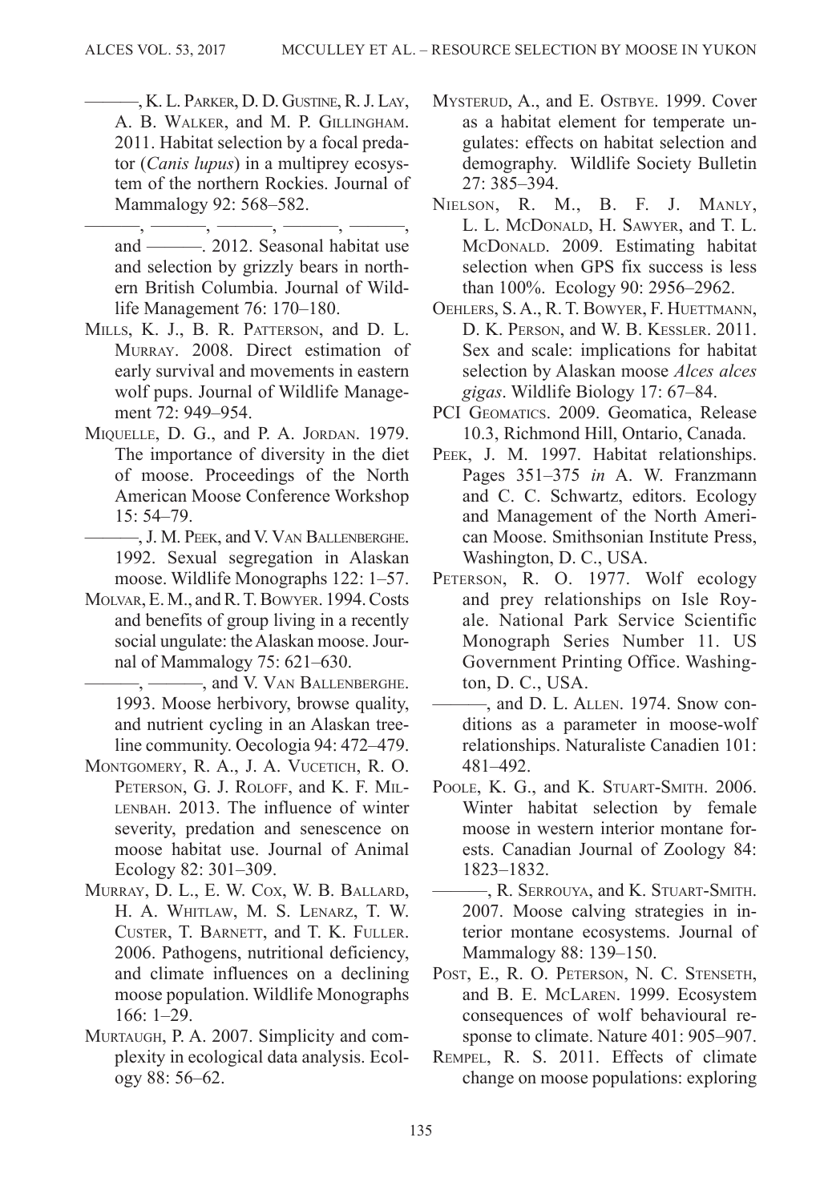———, K. L. Parker, D. D. Gustine, R. J. Lay, A. B. Walker, and M. P. Gillingham. 2011. Habitat selection by a focal predator (*Canis lupus*) in a multiprey ecosystem of the northern Rockies. Journal of Mammalogy 92: 568–582.

———, ———, ———, ———, ———, and ———. 2012. Seasonal habitat use and selection by grizzly bears in northern British Columbia. Journal of Wildlife Management 76: 170–180.

Mills, K. J., B. R. Patterson, and D. L. Murray. 2008. Direct estimation of early survival and movements in eastern wolf pups. Journal of Wildlife Management 72: 949–954.

Miquelle, D. G., and P. A. Jordan. 1979. The importance of diversity in the diet of moose. Proceedings of the North American Moose Conference Workshop 15: 54–79.

———, J. M. Peek, and V. Van Ballenberghe. 1992. Sexual segregation in Alaskan moose. Wildlife Monographs 122: 1–57.

Molvar, E. M., and R. T. Bowyer. 1994. Costs and benefits of group living in a recently social ungulate: the Alaskan moose. Journal of Mammalogy 75: 621–630.

———, ———, and V. Van Ballenberghe. 1993. Moose herbivory, browse quality, and nutrient cycling in an Alaskan treeline community. Oecologia 94: 472–479.

Montgomery, R. A., J. A. Vucetich, R. O. Peterson, G. J. Roloff, and K. F. Millenbah. 2013. The influence of winter severity, predation and senescence on moose habitat use. Journal of Animal Ecology 82: 301–309.

Murray, D. L., E. W. Cox, W. B. Ballard, H. A. Whitlaw, M. S. Lenarz, T. W. Custer, T. Barnett, and T. K. Fuller. 2006. Pathogens, nutritional deficiency, and climate influences on a declining moose population. Wildlife Monographs 166: 1–29.

Murtaugh, P. A. 2007. Simplicity and complexity in ecological data analysis. Ecology 88: 56–62.

Mysterud, A., and E. Ostbye. 1999. Cover as a habitat element for temperate ungulates: effects on habitat selection and demography. Wildlife Society Bulletin 27: 385–394.

Nielson, R. M., B. F. J. Manly, L. L. McDonald, H. Sawyer, and T. L. McDonald. 2009. Estimating habitat selection when GPS fix success is less than 100%. Ecology 90: 2956–2962.

Oehlers, S. A., R. T. Bowyer, F. Huettmann, D. K. Person, and W. B. Kessler. 2011. Sex and scale: implications for habitat selection by Alaskan moose *Alces alces gigas*. Wildlife Biology 17: 67–84.

PCI Geomatics. 2009. Geomatica, Release 10.3, Richmond Hill, Ontario, Canada.

Peek, J. M. 1997. Habitat relationships. Pages 351–375 *in* A. W. Franzmann and C. C. Schwartz, editors. Ecology and Management of the North American Moose. Smithsonian Institute Press, Washington, D. C., USA.

Peterson, R. O. 1977. Wolf ecology and prey relationships on Isle Royale. National Park Service Scientific Monograph Series Number 11. US Government Printing Office. Washington, D. C., USA.

———, and D. L. Allen. 1974. Snow conditions as a parameter in moose-wolf relationships. Naturaliste Canadien 101: 481–492.

Poole, K. G., and K. Stuart-Smith. 2006. Winter habitat selection by female moose in western interior montane forests. Canadian Journal of Zoology 84: 1823–1832.

———, R. Serrouya, and K. Stuart-Smith. 2007. Moose calving strategies in interior montane ecosystems. Journal of Mammalogy 88: 139–150.

Post, E., R. O. Peterson, N. C. Stenseth, and B. E. McLaren. 1999. Ecosystem consequences of wolf behavioural response to climate. Nature 401: 905–907.

Rempel, R. S. 2011. Effects of climate change on moose populations: exploring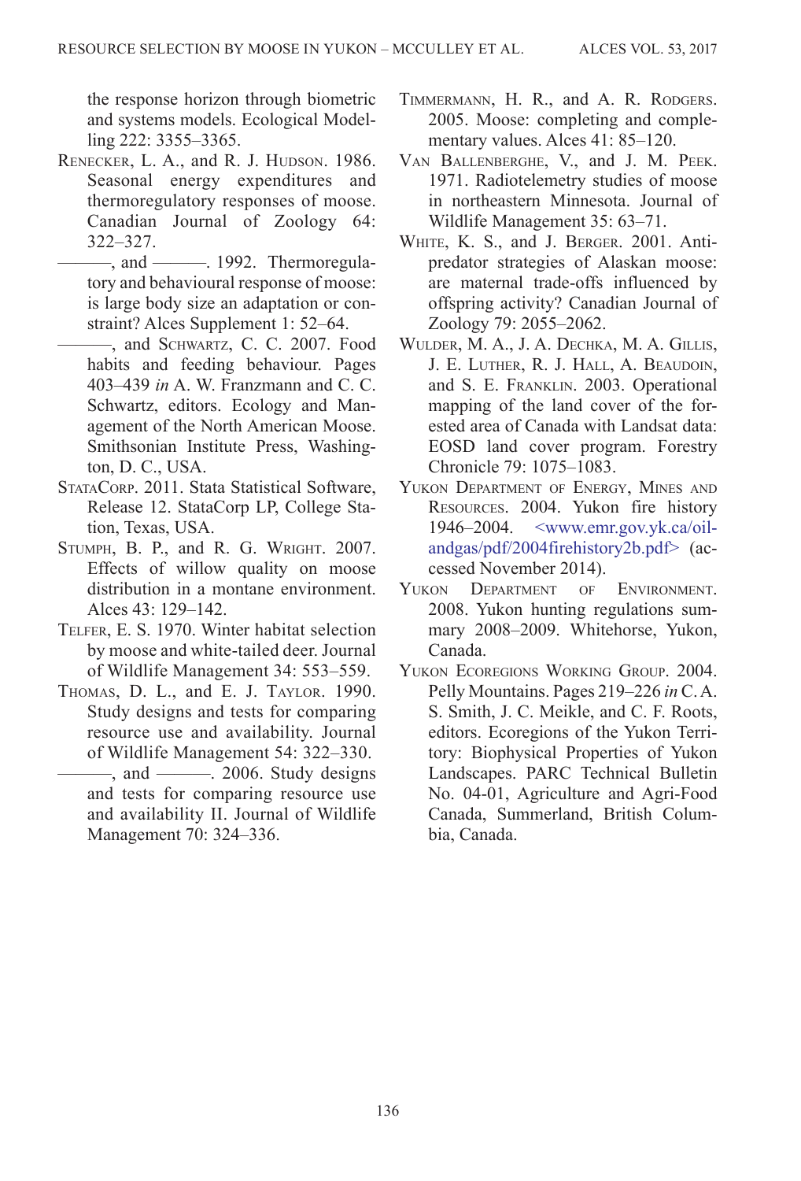the response horizon through biometric and systems models. Ecological Modelling 222: 3355–3365.

Renecker, L. A., and R. J. Hudson. 1986. Seasonal energy expenditures and thermoregulatory responses of moose. Canadian Journal of Zoology 64: 322–327.

———, and ———. 1992. Thermoregulatory and behavioural response of moose: is large body size an adaptation or constraint? Alces Supplement 1: 52–64.

———, and Schwartz, C. C. 2007. Food habits and feeding behaviour. Pages 403–439 *in* A. W. Franzmann and C. C. Schwartz, editors. Ecology and Management of the North American Moose. Smithsonian Institute Press, Washington, D. C., USA.

StataCorp. 2011. Stata Statistical Software, Release 12. StataCorp LP, College Station, Texas, USA.

Stumph, B. P., and R. G. Wright. 2007. Effects of willow quality on moose distribution in a montane environment. Alces 43: 129–142.

Telfer, E. S. 1970. Winter habitat selection by moose and white-tailed deer. Journal of Wildlife Management 34: 553–559.

Thomas, D. L., and E. J. Taylor. 1990. Study designs and tests for comparing resource use and availability. Journal of Wildlife Management 54: 322–330.

———, and ———. 2006. Study designs and tests for comparing resource use and availability II. Journal of Wildlife Management 70: 324–336.

Timmermann, H. R., and A. R. Rodgers. 2005. Moose: completing and complementary values. Alces 41: 85–120.

Van Ballenberghe, V., and J. M. Peek. 1971. Radiotelemetry studies of moose in northeastern Minnesota. Journal of Wildlife Management 35: 63–71.

White, K. S., and J. Berger. 2001. Antipredator strategies of Alaskan moose: are maternal trade-offs influenced by offspring activity? Canadian Journal of Zoology 79: 2055–2062.

Wulder, M. A., J. A. Dechka, M. A. Gillis, J. E. Luther, R. J. Hall, A. Beaudoin, and S. E. Franklin. 2003. Operational mapping of the land cover of the forested area of Canada with Landsat data: EOSD land cover program. Forestry Chronicle 79: 1075–1083.

Yukon Department of Energy, Mines and Resources. 2004. Yukon fire history 1946–2004. <www.emr.gov.yk.ca/oilandgas/pdf/2004firehistory2b.pdf> (accessed November 2014).

Yukon Department of Environment. 2008. Yukon hunting regulations summary 2008–2009. Whitehorse, Yukon, Canada.

Yukon Ecoregions Working Group. 2004. Pelly Mountains. Pages 219–226 *in* C. A. S. Smith, J. C. Meikle, and C. F. Roots, editors. Ecoregions of the Yukon Territory: Biophysical Properties of Yukon Landscapes. PARC Technical Bulletin No. 04-01, Agriculture and Agri-Food Canada, Summerland, British Columbia, Canada.